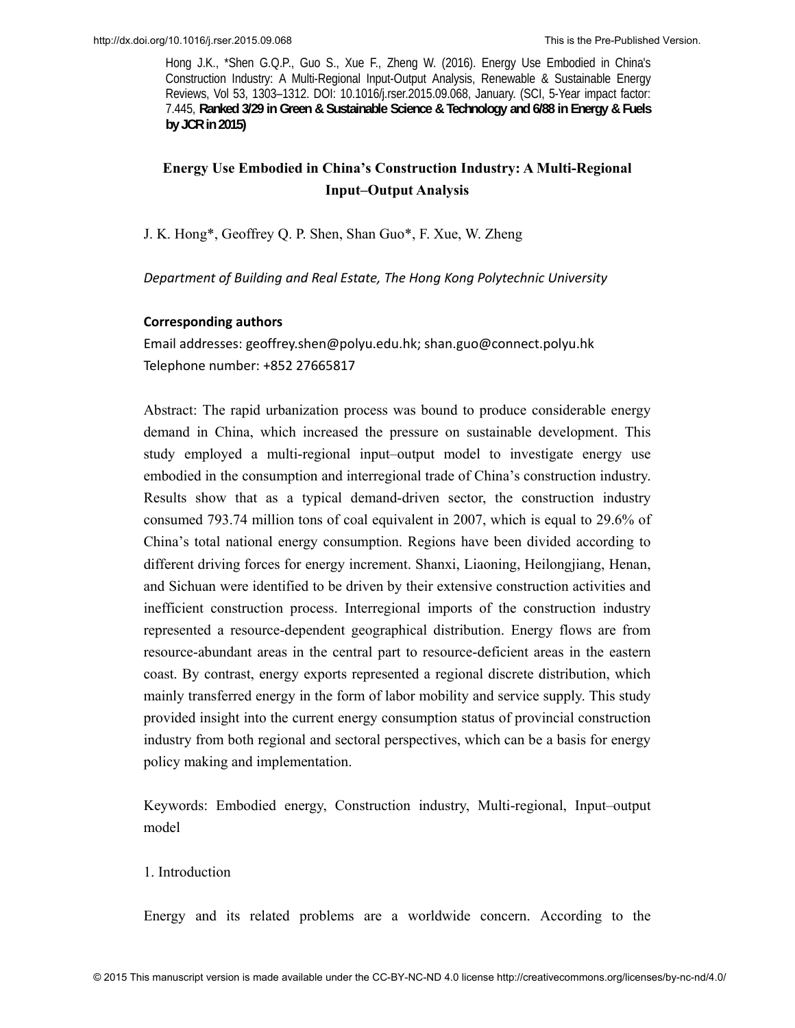http://dx.doi.org/10.1016/j.rser.2015.09.068 This is the Pre-Published Version.

Hong J.K., *Shen G.Q.P., Guo S., Xue F., Zheng W. (2016). Energy Use Embodied in China's Construction Industry: A Multi-Regional Input-Output Analysis, Renewable & Sustainable Energy Reviews, Vol 53, 1303–1312. DOI: 10.1016/j.rser.2015.09.068, January. (SCI, 5-Year impact factor: 7.445, **Ranked 3/29 in Green & Sustainable Science & Technology and 6/88 in Energy & Fuels by JCR in 2015)**

# Energy Use Embodied in China's Construction Industry: A Multi-Regional Input–Output Analysis

J. K. Hong*, Geoffrey Q. P. Shen, Shan Guo*, F. Xue, W. Zheng

*Department of Building and Real Estate, The Hong Kong Polytechnic University*

**Corresponding authors**

Email addresses: geoffrey.shen@polyu.edu.hk; shan.guo@connect.polyu.hk

Telephone number: +852 27665817

Abstract: The rapid urbanization process was bound to produce considerable energy demand in China, which increased the pressure on sustainable development. This study employed a multi-regional input–output model to investigate energy use embodied in the consumption and interregional trade of China's construction industry. Results show that as a typical demand-driven sector, the construction industry consumed 793.74 million tons of coal equivalent in 2007, which is equal to 29.6% of China's total national energy consumption. Regions have been divided according to different driving forces for energy increment. Shanxi, Liaoning, Heilongjiang, Henan, and Sichuan were identified to be driven by their extensive construction activities and inefficient construction process. Interregional imports of the construction industry represented a resource-dependent geographical distribution. Energy flows are from resource-abundant areas in the central part to resource-deficient areas in the eastern coast. By contrast, energy exports represented a regional discrete distribution, which mainly transferred energy in the form of labor mobility and service supply. This study provided insight into the current energy consumption status of provincial construction industry from both regional and sectoral perspectives, which can be a basis for energy policy making and implementation.

Keywords: Embodied energy, Construction industry, Multi-regional, Input–output model

## 1. Introduction

Energy and its related problems are a worldwide concern. According to the

© 2015 This manuscript version is made available under the CC-BY-NC-ND 4.0 license http://creativecommons.org/licenses/by-nc-nd/4.0/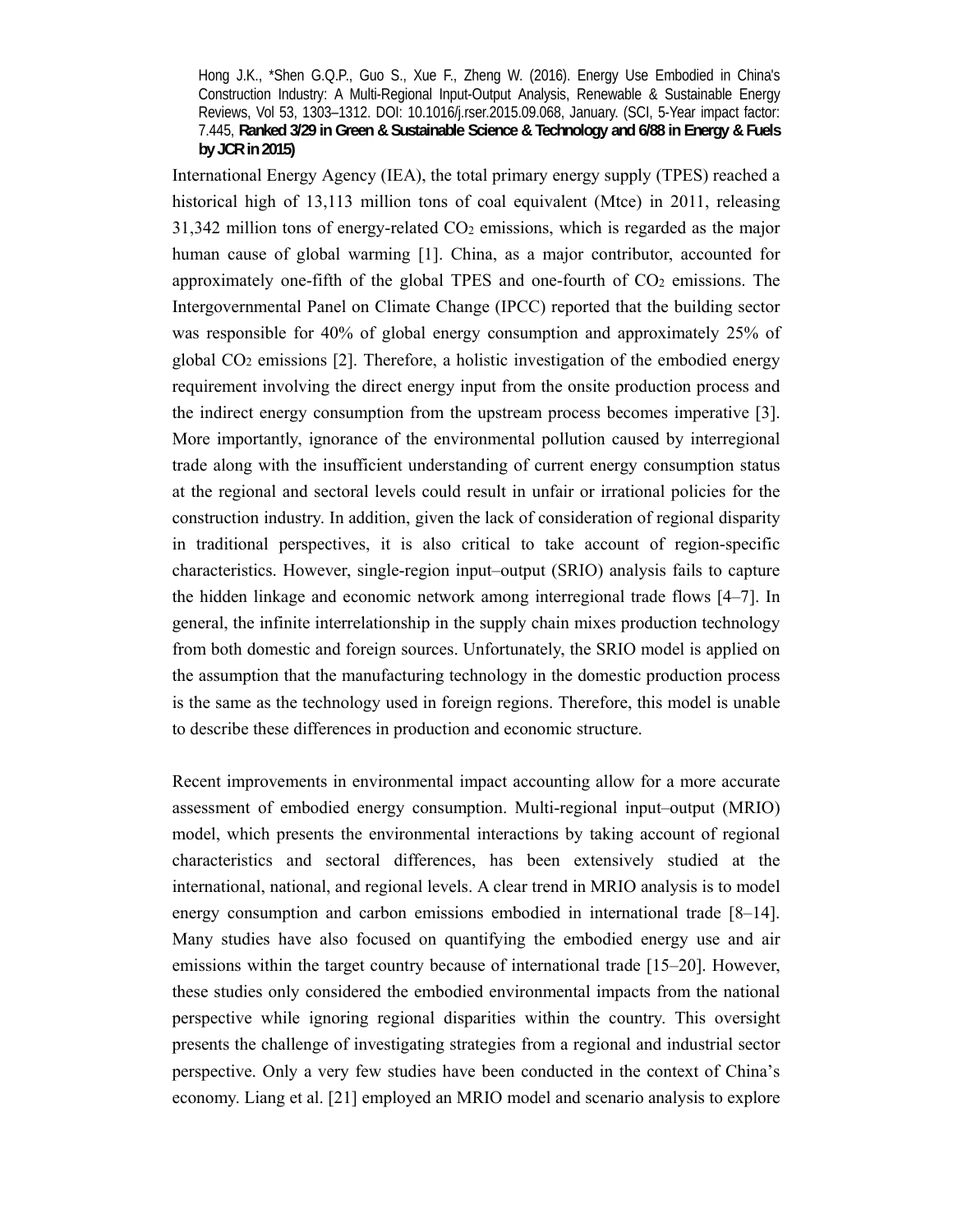International Energy Agency (IEA), the total primary energy supply (TPES) reached a historical high of 13,113 million tons of coal equivalent (Mtce) in 2011, releasing 31,342 million tons of energy-related $CO_2$ emissions, which is regarded as the major human cause of global warming [1]. China, as a major contributor, accounted for approximately one-fifth of the global TPES and one-fourth of $CO_2$ emissions. The Intergovernmental Panel on Climate Change (IPCC) reported that the building sector was responsible for 40% of global energy consumption and approximately 25% of global $CO_2$ emissions [2]. Therefore, a holistic investigation of the embodied energy requirement involving the direct energy input from the onsite production process and the indirect energy consumption from the upstream process becomes imperative [3]. More importantly, ignorance of the environmental pollution caused by interregional trade along with the insufficient understanding of current energy consumption status at the regional and sectoral levels could result in unfair or irrational policies for the construction industry. In addition, given the lack of consideration of regional disparity in traditional perspectives, it is also critical to take account of region-specific characteristics. However, single-region input–output (SRIO) analysis fails to capture the hidden linkage and economic network among interregional trade flows [4–7]. In general, the infinite interrelationship in the supply chain mixes production technology from both domestic and foreign sources. Unfortunately, the SRIO model is applied on the assumption that the manufacturing technology in the domestic production process is the same as the technology used in foreign regions. Therefore, this model is unable to describe these differences in production and economic structure.

Recent improvements in environmental impact accounting allow for a more accurate assessment of embodied energy consumption. Multi-regional input–output (MRIO) model, which presents the environmental interactions by taking account of regional characteristics and sectoral differences, has been extensively studied at the international, national, and regional levels. A clear trend in MRIO analysis is to model energy consumption and carbon emissions embodied in international trade [8–14]. Many studies have also focused on quantifying the embodied energy use and air emissions within the target country because of international trade [15–20]. However, these studies only considered the embodied environmental impacts from the national perspective while ignoring regional disparities within the country. This oversight presents the challenge of investigating strategies from a regional and industrial sector perspective. Only a very few studies have been conducted in the context of China's economy. Liang et al. [21] employed an MRIO model and scenario analysis to explore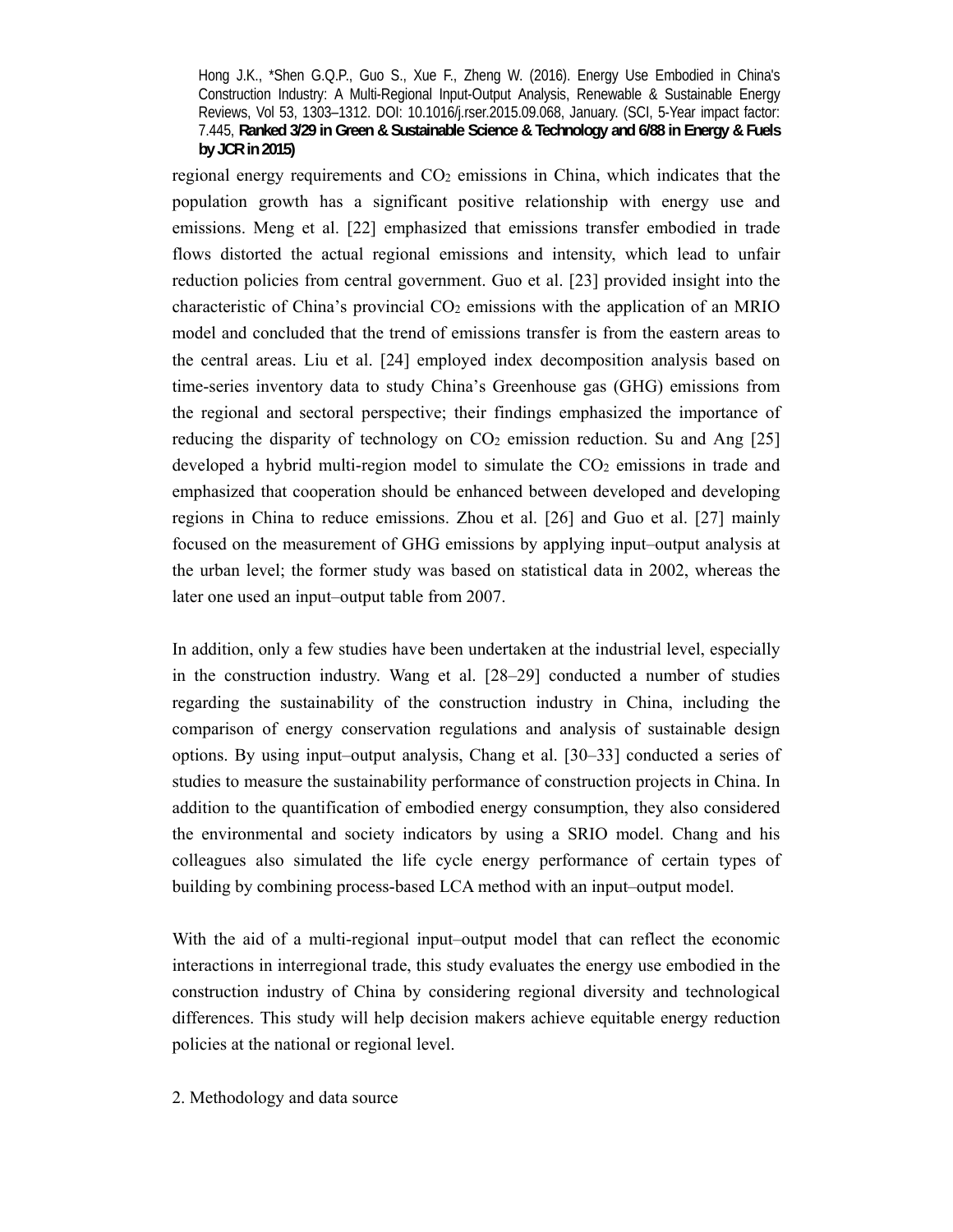regional energy requirements and $CO_2$ emissions in China, which indicates that the population growth has a significant positive relationship with energy use and emissions. Meng et al. [22] emphasized that emissions transfer embodied in trade flows distorted the actual regional emissions and intensity, which lead to unfair reduction policies from central government. Guo et al. [23] provided insight into the characteristic of China's provincial $CO_2$ emissions with the application of an MRIO model and concluded that the trend of emissions transfer is from the eastern areas to the central areas. Liu et al. [24] employed index decomposition analysis based on time-series inventory data to study China's Greenhouse gas (GHG) emissions from the regional and sectoral perspective; their findings emphasized the importance of reducing the disparity of technology on $CO_2$ emission reduction. Su and Ang [25] developed a hybrid multi-region model to simulate the $CO_2$ emissions in trade and emphasized that cooperation should be enhanced between developed and developing regions in China to reduce emissions. Zhou et al. [26] and Guo et al. [27] mainly focused on the measurement of GHG emissions by applying input–output analysis at the urban level; the former study was based on statistical data in 2002, whereas the later one used an input–output table from 2007.

In addition, only a few studies have been undertaken at the industrial level, especially in the construction industry. Wang et al. [28–29] conducted a number of studies regarding the sustainability of the construction industry in China, including the comparison of energy conservation regulations and analysis of sustainable design options. By using input–output analysis, Chang et al. [30–33] conducted a series of studies to measure the sustainability performance of construction projects in China. In addition to the quantification of embodied energy consumption, they also considered the environmental and society indicators by using a SRIO model. Chang and his colleagues also simulated the life cycle energy performance of certain types of building by combining process-based LCA method with an input–output model.

With the aid of a multi-regional input–output model that can reflect the economic interactions in interregional trade, this study evaluates the energy use embodied in the construction industry of China by considering regional diversity and technological differences. This study will help decision makers achieve equitable energy reduction policies at the national or regional level.

## 2. Methodology and data source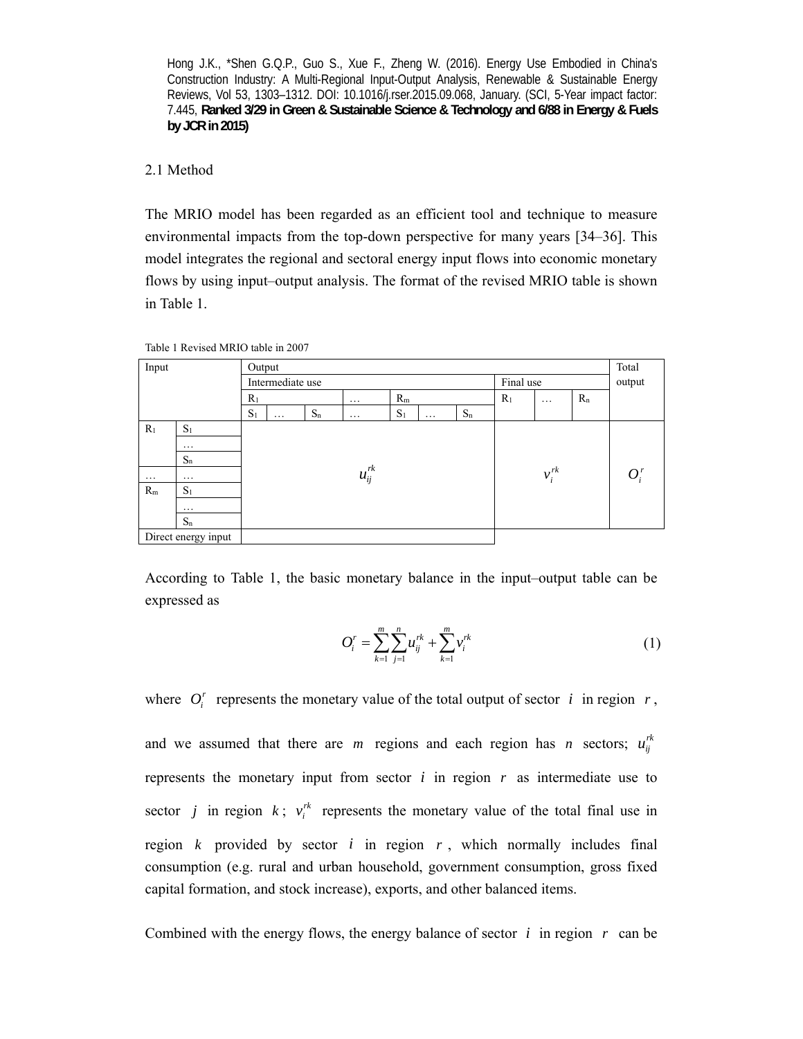Hong J.K., *Shen G.Q.P., Guo S., Xue F., Zheng W. (2016). Energy Use Embodied in China's Construction Industry: A Multi-Regional Input-Output Analysis, Renewable & Sustainable Energy Reviews, Vol 53, 1303–1312. DOI: 10.1016/j.rser.2015.09.068, January. (SCI, 5-Year impact factor: 7.445, **Ranked 3/29 in Green & Sustainable Science & Technology and 6/88 in Energy & Fuels by JCR in 2015)**

## 2.1 Method

The MRIO model has been regarded as an efficient tool and technique to measure environmental impacts from the top-down perspective for many years [34–36]. This model integrates the regional and sectoral energy input flows into economic monetary flows by using input–output analysis. The format of the revised MRIO table is shown in Table 1.

Table 1 Revised MRIO table in 2007

| Input | | Output | | | | | | | | | | Total output |
|---|---|---|---|---|---|---|---|---|---|---|---|---|
| | | Intermediate use | | | | | | | Final use | | | |
| | | $R_1$ | | | … | $R_m$ | | | $R_1$ | … | $R_n$ | |
| | | $S_1$ | … | $S_n$ | … | $S_1$ | … | $S_n$ | | | | |
| $R_1$ | $S_1$ | | | | | | | | | | | |
| | … | | | | | | | | | | | |
| | $S_n$ | | | | | | | | | | | |
| … | … | | | | $u_{ij}^{rk}$ | | | | | $v_i^{rk}$ | | $O_i^r$ |
| $R_m$ | $S_1$ | | | | | | | | | | | |
| | … | | | | | | | | | | | |
| | $S_n$ | | | | | | | | | | | |
| Direct energy input | | | | | | | | | | | | |

According to Table 1, the basic monetary balance in the input–output table can be expressed as

$$O_i^r = \sum_{k=1}^{m}\sum_{j=1}^{n} u_{ij}^{rk} + \sum_{k=1}^{m} v_i^{rk} \tag{1}$$

where $O_i^r$ represents the monetary value of the total output of sector $i$ in region $r$, and we assumed that there are $m$ regions and each region has $n$ sectors; $u_{ij}^{rk}$ represents the monetary input from sector $i$ in region $r$ as intermediate use to sector $j$ in region $k$; $v_i^{rk}$ represents the monetary value of the total final use in region $k$ provided by sector $i$ in region $r$, which normally includes final consumption (e.g. rural and urban household, government consumption, gross fixed capital formation, and stock increase), exports, and other balanced items.

Combined with the energy flows, the energy balance of sector $i$ in region $r$ can be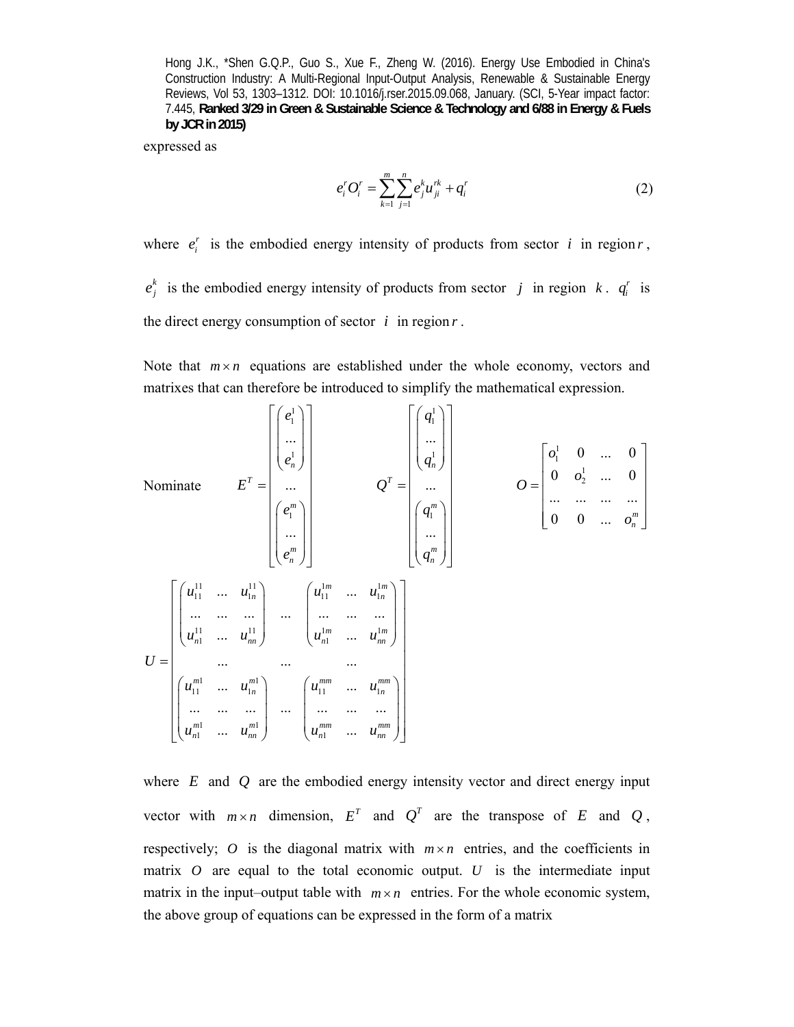expressed as

$$e_i^r O_i^r = \sum_{k=1}^{m} \sum_{j=1}^{n} e_j^k u_{ji}^{rk} + q_i^r \tag{2}$$

where $e_i^r$ is the embodied energy intensity of products from sector $i$ in region $r$, $e_j^k$ is the embodied energy intensity of products from sector $j$ in region $k$. $q_i^r$ is the direct energy consumption of sector $i$ in region $r$.

Note that $m \times n$ equations are established under the whole economy, vectors and matrixes that can therefore be introduced to simplify the mathematical expression.

Nominate

$$E^T = \begin{bmatrix} \begin{pmatrix} e_1^1 \\ \ldots \\ e_n^1 \end{pmatrix} \\ \ldots \\ \begin{pmatrix} e_1^m \\ \ldots \\ e_n^m \end{pmatrix} \end{bmatrix} \qquad Q^T = \begin{bmatrix} \begin{pmatrix} q_1^1 \\ \ldots \\ q_n^1 \end{pmatrix} \\ \ldots \\ \begin{pmatrix} q_1^m \\ \ldots \\ q_n^m \end{pmatrix} \end{bmatrix} \qquad O = \begin{bmatrix} o_1^1 & 0 & \ldots & 0 \\ 0 & o_2^1 & \ldots & 0 \\ \ldots & \ldots & \ldots & \ldots \\ 0 & 0 & \ldots & o_n^m \end{bmatrix}$$

$$U = \begin{bmatrix} \begin{pmatrix} u_{11}^{11} & \ldots & u_{1n}^{11} \\ \ldots & \ldots & \ldots \\ u_{n1}^{11} & \ldots & u_{nn}^{11} \end{pmatrix} & \ldots & \begin{pmatrix} u_{11}^{1m} & \ldots & u_{1n}^{1m} \\ \ldots & \ldots & \ldots \\ u_{n1}^{1m} & \ldots & u_{nn}^{1m} \end{pmatrix} \\ \ldots & \ldots & \ldots \\ \begin{pmatrix} u_{11}^{m1} & \ldots & u_{1n}^{m1} \\ \ldots & \ldots & \ldots \\ u_{n1}^{m1} & \ldots & u_{nn}^{m1} \end{pmatrix} & \ldots & \begin{pmatrix} u_{11}^{mm} & \ldots & u_{1n}^{mm} \\ \ldots & \ldots & \ldots \\ u_{n1}^{mm} & \ldots & u_{nn}^{mm} \end{pmatrix} \end{bmatrix}$$

where $E$ and $Q$ are the embodied energy intensity vector and direct energy input vector with $m \times n$ dimension, $E^T$ and $Q^T$ are the transpose of $E$ and $Q$, respectively; $O$ is the diagonal matrix with $m \times n$ entries, and the coefficients in matrix $O$ are equal to the total economic output. $U$ is the intermediate input matrix in the input–output table with $m \times n$ entries. For the whole economic system, the above group of equations can be expressed in the form of a matrix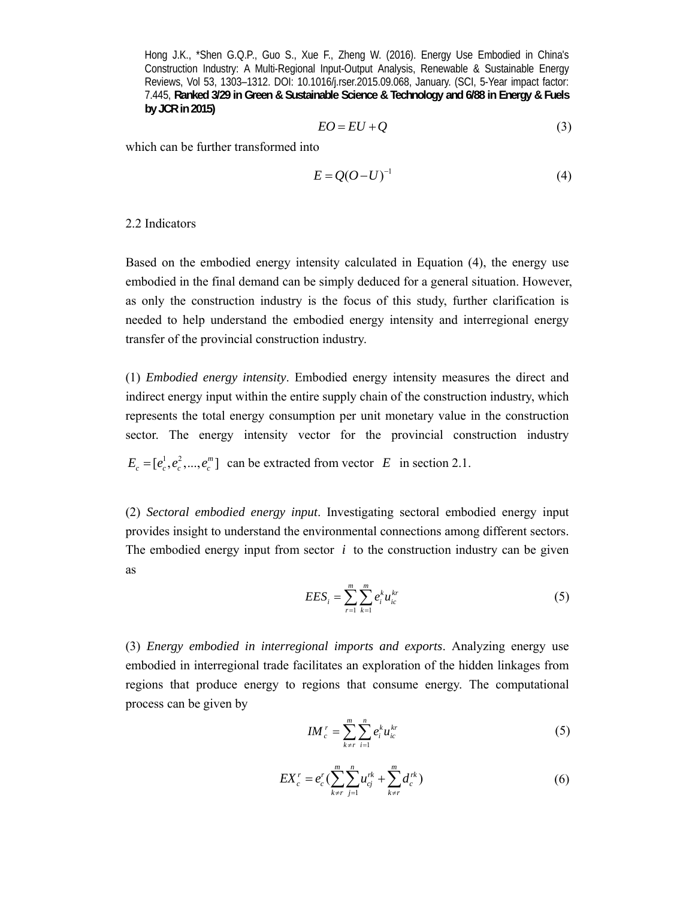Hong J.K., *Shen G.Q.P., Guo S., Xue F., Zheng W. (2016). Energy Use Embodied in China's Construction Industry: A Multi-Regional Input-Output Analysis, Renewable & Sustainable Energy Reviews, Vol 53, 1303–1312. DOI: 10.1016/j.rser.2015.09.068, January. (SCI, 5-Year impact factor: 7.445, **Ranked 3/29 in Green & Sustainable Science & Technology and 6/88 in Energy & Fuels by JCR in 2015)**

$$EO = EU + Q \tag{3}$$

which can be further transformed into

$$E = Q(O - U)^{-1} \tag{4}$$

2.2 Indicators

Based on the embodied energy intensity calculated in Equation (4), the energy use embodied in the final demand can be simply deduced for a general situation. However, as only the construction industry is the focus of this study, further clarification is needed to help understand the embodied energy intensity and interregional energy transfer of the provincial construction industry.

(1) *Embodied energy intensity*. Embodied energy intensity measures the direct and indirect energy input within the entire supply chain of the construction industry, which represents the total energy consumption per unit monetary value in the construction sector. The energy intensity vector for the provincial construction industry $E_c = [e_c^1, e_c^2, ..., e_c^m]$ can be extracted from vector $E$ in section 2.1.

(2) *Sectoral embodied energy input*. Investigating sectoral embodied energy input provides insight to understand the environmental connections among different sectors. The embodied energy input from sector $i$ to the construction industry can be given as

$$EES_i = \sum_{r=1}^{m} \sum_{k=1}^{m} e_i^k u_{ic}^{kr} \tag{5}$$

(3) *Energy embodied in interregional imports and exports*. Analyzing energy use embodied in interregional trade facilitates an exploration of the hidden linkages from regions that produce energy to regions that consume energy. The computational process can be given by

$$IM_c^r = \sum_{k \neq r}^{m} \sum_{i=1}^{n} e_i^k u_{ic}^{kr} \tag{5}$$

$$EX_c^r = e_c^r \left( \sum_{k \neq r}^{m} \sum_{j=1}^{n} u_{cj}^{rk} + \sum_{k \neq r}^{m} d_c^{rk} \right) \tag{6}$$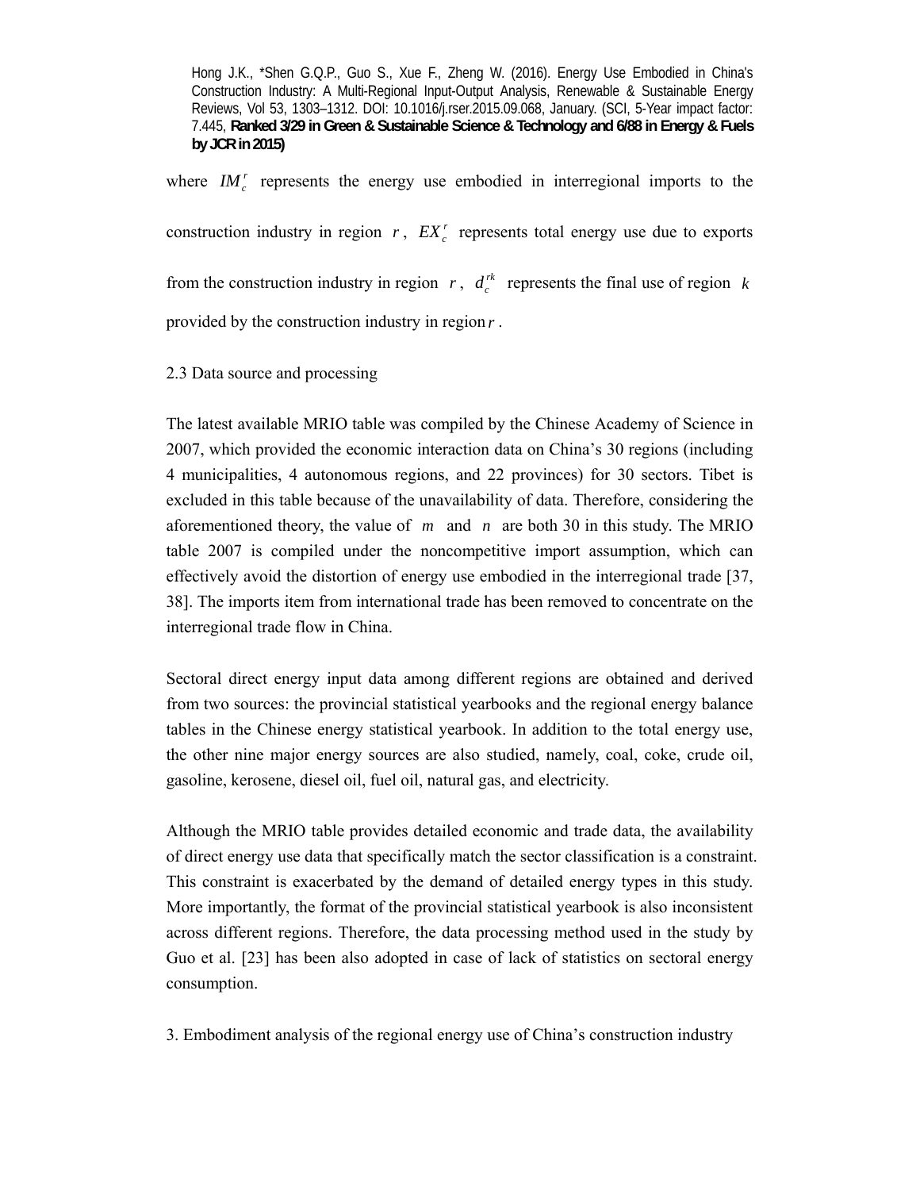where $IM_c^r$ represents the energy use embodied in interregional imports to the construction industry in region $r$, $EX_c^r$ represents total energy use due to exports from the construction industry in region $r$, $d_c^{rk}$ represents the final use of region $k$ provided by the construction industry in region $r$.

## 2.3 Data source and processing

The latest available MRIO table was compiled by the Chinese Academy of Science in 2007, which provided the economic interaction data on China's 30 regions (including 4 municipalities, 4 autonomous regions, and 22 provinces) for 30 sectors. Tibet is excluded in this table because of the unavailability of data. Therefore, considering the aforementioned theory, the value of $m$ and $n$ are both 30 in this study. The MRIO table 2007 is compiled under the noncompetitive import assumption, which can effectively avoid the distortion of energy use embodied in the interregional trade [37, 38]. The imports item from international trade has been removed to concentrate on the interregional trade flow in China.

Sectoral direct energy input data among different regions are obtained and derived from two sources: the provincial statistical yearbooks and the regional energy balance tables in the Chinese energy statistical yearbook. In addition to the total energy use, the other nine major energy sources are also studied, namely, coal, coke, crude oil, gasoline, kerosene, diesel oil, fuel oil, natural gas, and electricity.

Although the MRIO table provides detailed economic and trade data, the availability of direct energy use data that specifically match the sector classification is a constraint. This constraint is exacerbated by the demand of detailed energy types in this study. More importantly, the format of the provincial statistical yearbook is also inconsistent across different regions. Therefore, the data processing method used in the study by Guo et al. [23] has been also adopted in case of lack of statistics on sectoral energy consumption.

# 3. Embodiment analysis of the regional energy use of China's construction industry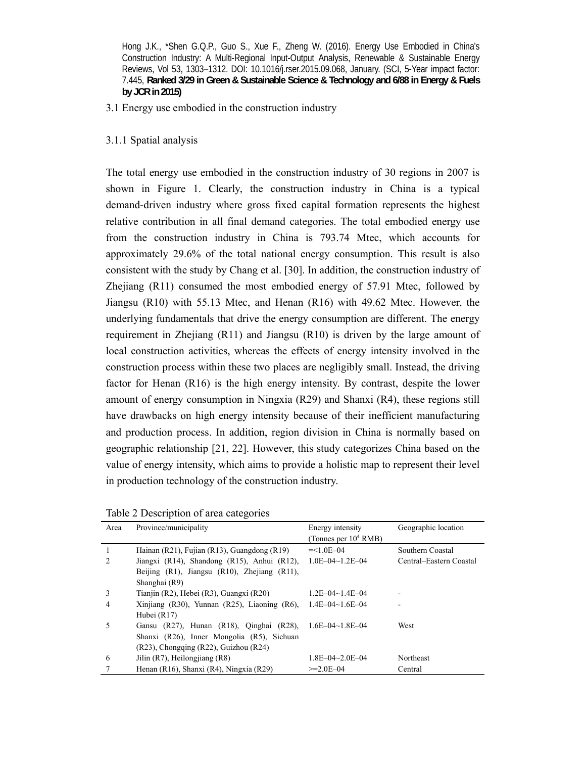Hong J.K., *Shen G.Q.P., Guo S., Xue F., Zheng W. (2016). Energy Use Embodied in China's Construction Industry: A Multi-Regional Input-Output Analysis, Renewable & Sustainable Energy Reviews, Vol 53, 1303–1312. DOI: 10.1016/j.rser.2015.09.068, January. (SCI, 5-Year impact factor: 7.445, **Ranked 3/29 in Green & Sustainable Science & Technology and 6/88 in Energy & Fuels by JCR in 2015)**

### 3.1 Energy use embodied in the construction industry

#### 3.1.1 Spatial analysis

The total energy use embodied in the construction industry of 30 regions in 2007 is shown in Figure 1. Clearly, the construction industry in China is a typical demand-driven industry where gross fixed capital formation represents the highest relative contribution in all final demand categories. The total embodied energy use from the construction industry in China is 793.74 Mtec, which accounts for approximately 29.6% of the total national energy consumption. This result is also consistent with the study by Chang et al. [30]. In addition, the construction industry of Zhejiang (R11) consumed the most embodied energy of 57.91 Mtec, followed by Jiangsu (R10) with 55.13 Mtec, and Henan (R16) with 49.62 Mtec. However, the underlying fundamentals that drive the energy consumption are different. The energy requirement in Zhejiang (R11) and Jiangsu (R10) is driven by the large amount of local construction activities, whereas the effects of energy intensity involved in the construction process within these two places are negligibly small. Instead, the driving factor for Henan (R16) is the high energy intensity. By contrast, despite the lower amount of energy consumption in Ningxia (R29) and Shanxi (R4), these regions still have drawbacks on high energy intensity because of their inefficient manufacturing and production process. In addition, region division in China is normally based on geographic relationship [21, 22]. However, this study categorizes China based on the value of energy intensity, which aims to provide a holistic map to represent their level in production technology of the construction industry.

Table 2 Description of area categories

| Area | Province/municipality | Energy intensity (Tonnes per $10^4$ RMB) | Geographic location |
|---|---|---|---|
| 1 | Hainan (R21), Fujian (R13), Guangdong (R19) | =<1.0E–04 | Southern Coastal |
| 2 | Jiangxi (R14), Shandong (R15), Anhui (R12), Beijing (R1), Jiangsu (R10), Zhejiang (R11), Shanghai (R9) | 1.0E–04~1.2E–04 | Central–Eastern Coastal |
| 3 | Tianjin (R2), Hebei (R3), Guangxi (R20) | 1.2E–04~1.4E–04 | - |
| 4 | Xinjiang (R30), Yunnan (R25), Liaoning (R6), Hubei (R17) | 1.4E–04~1.6E–04 | - |
| 5 | Gansu (R27), Hunan (R18), Qinghai (R28), Shanxi (R26), Inner Mongolia (R5), Sichuan (R23), Chongqing (R22), Guizhou (R24) | 1.6E–04~1.8E–04 | West |
| 6 | Jilin (R7), Heilongjiang (R8) | 1.8E–04~2.0E–04 | Northeast |
| 7 | Henan (R16), Shanxi (R4), Ningxia (R29) | >=2.0E–04 | Central |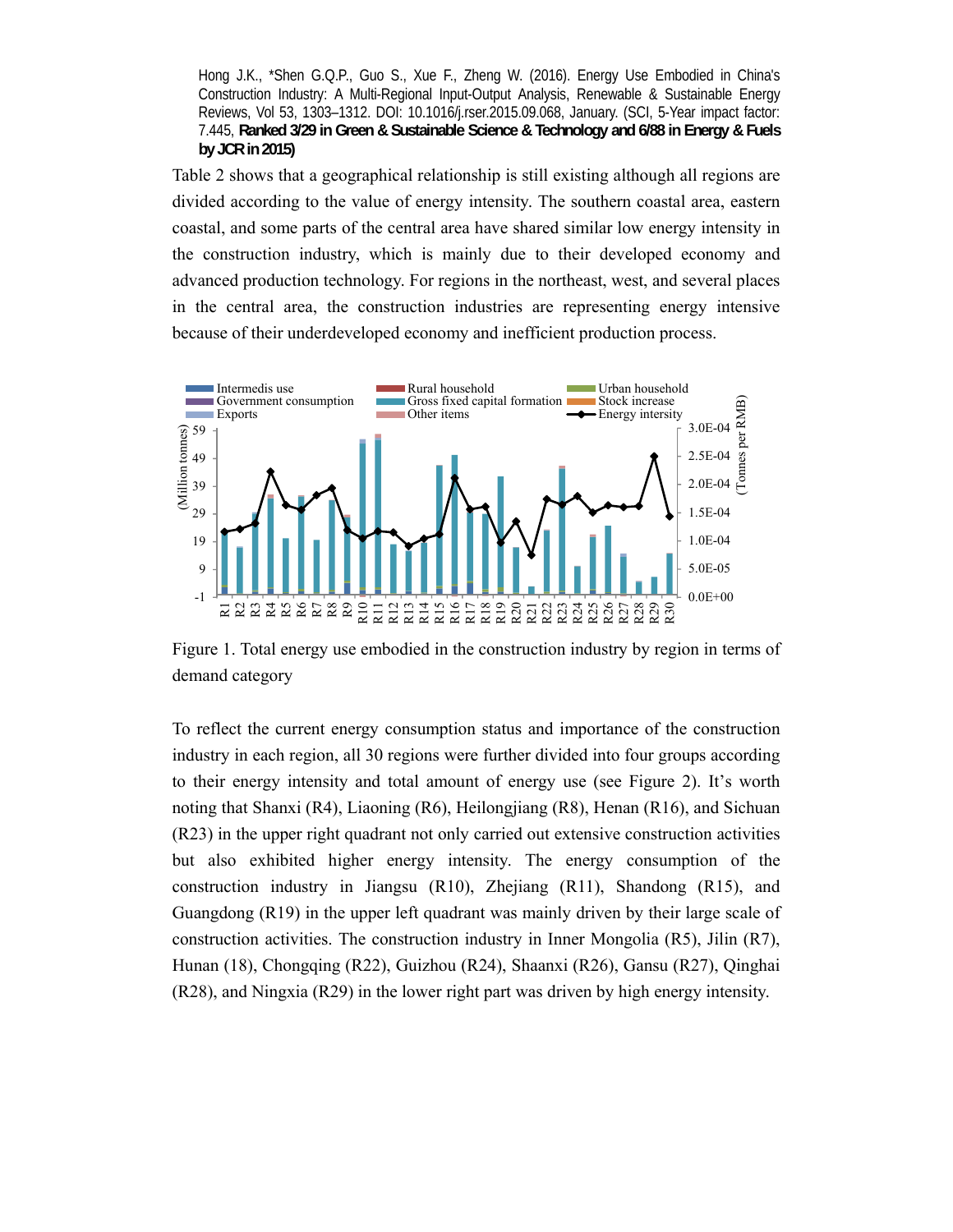Hong J.K., *Shen G.Q.P., Guo S., Xue F., Zheng W. (2016). Energy Use Embodied in China's Construction Industry: A Multi-Regional Input-Output Analysis, Renewable & Sustainable Energy Reviews, Vol 53, 1303–1312. DOI: 10.1016/j.rser.2015.09.068, January. (SCI, 5-Year impact factor: 7.445, **Ranked 3/29 in Green & Sustainable Science & Technology and 6/88 in Energy & Fuels by JCR in 2015)**

Table 2 shows that a geographical relationship is still existing although all regions are divided according to the value of energy intensity. The southern coastal area, eastern coastal, and some parts of the central area have shared similar low energy intensity in the construction industry, which is mainly due to their developed economy and advanced production technology. For regions in the northeast, west, and several places in the central area, the construction industries are representing energy intensive because of their underdeveloped economy and inefficient production process.

Figure 1. Total energy use embodied in the construction industry by region in terms of demand category

To reflect the current energy consumption status and importance of the construction industry in each region, all 30 regions were further divided into four groups according to their energy intensity and total amount of energy use (see Figure 2). It's worth noting that Shanxi (R4), Liaoning (R6), Heilongjiang (R8), Henan (R16), and Sichuan (R23) in the upper right quadrant not only carried out extensive construction activities but also exhibited higher energy intensity. The energy consumption of the construction industry in Jiangsu (R10), Zhejiang (R11), Shandong (R15), and Guangdong (R19) in the upper left quadrant was mainly driven by their large scale of construction activities. The construction industry in Inner Mongolia (R5), Jilin (R7), Hunan (18), Chongqing (R22), Guizhou (R24), Shaanxi (R26), Gansu (R27), Qinghai (R28), and Ningxia (R29) in the lower right part was driven by high energy intensity.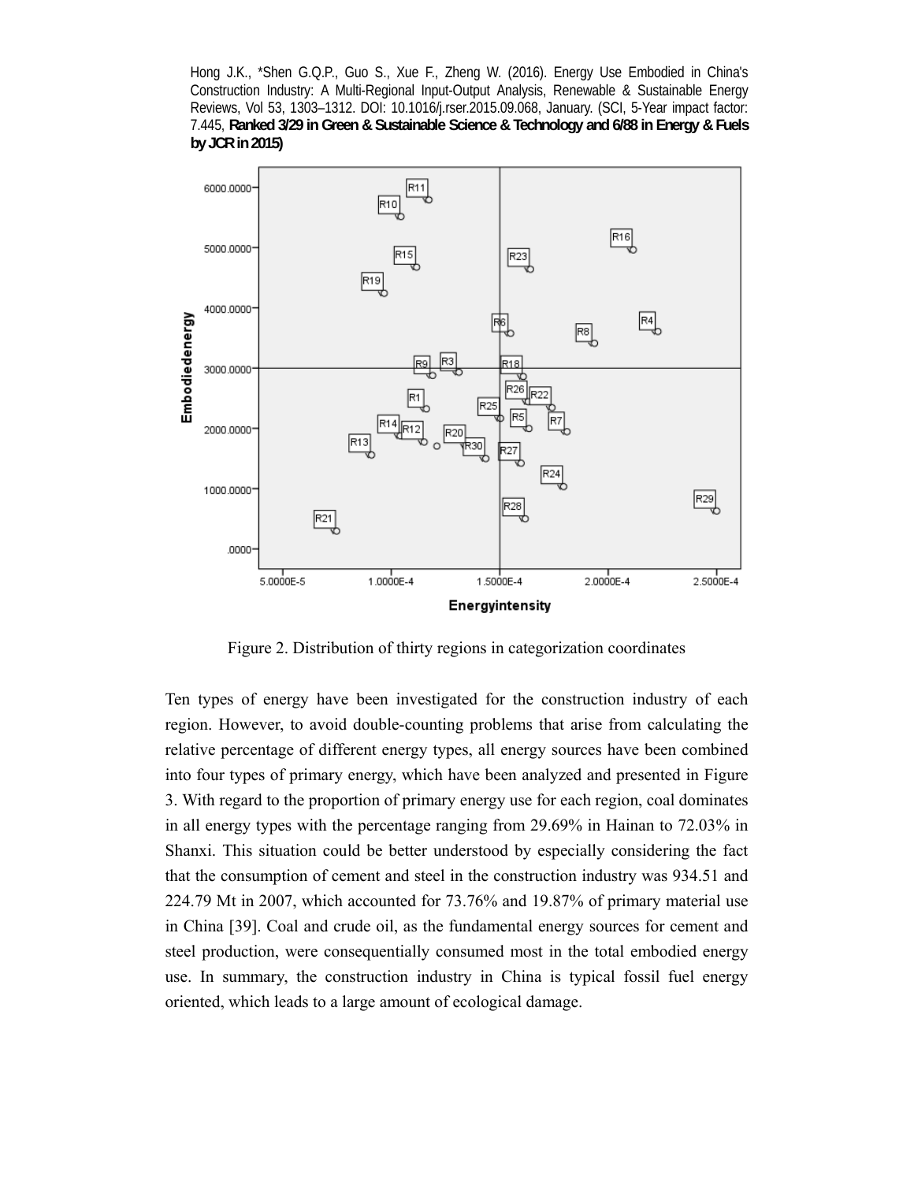Figure 2. Distribution of thirty regions in categorization coordinates

Ten types of energy have been investigated for the construction industry of each region. However, to avoid double-counting problems that arise from calculating the relative percentage of different energy types, all energy sources have been combined into four types of primary energy, which have been analyzed and presented in Figure 3. With regard to the proportion of primary energy use for each region, coal dominates in all energy types with the percentage ranging from 29.69% in Hainan to 72.03% in Shanxi. This situation could be better understood by especially considering the fact that the consumption of cement and steel in the construction industry was 934.51 and 224.79 Mt in 2007, which accounted for 73.76% and 19.87% of primary material use in China [39]. Coal and crude oil, as the fundamental energy sources for cement and steel production, were consequentially consumed most in the total embodied energy use. In summary, the construction industry in China is typical fossil fuel energy oriented, which leads to a large amount of ecological damage.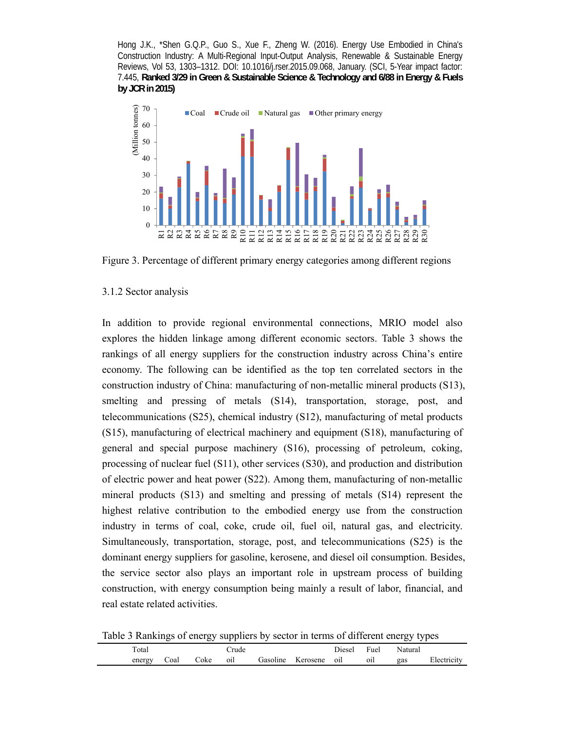Figure 3. Percentage of different primary energy categories among different regions

### 3.1.2 Sector analysis

In addition to provide regional environmental connections, MRIO model also explores the hidden linkage among different economic sectors. Table 3 shows the rankings of all energy suppliers for the construction industry across China's entire economy. The following can be identified as the top ten correlated sectors in the construction industry of China: manufacturing of non-metallic mineral products (S13), smelting and pressing of metals (S14), transportation, storage, post, and telecommunications (S25), chemical industry (S12), manufacturing of metal products (S15), manufacturing of electrical machinery and equipment (S18), manufacturing of general and special purpose machinery (S16), processing of petroleum, coking, processing of nuclear fuel (S11), other services (S30), and production and distribution of electric power and heat power (S22). Among them, manufacturing of non-metallic mineral products (S13) and smelting and pressing of metals (S14) represent the highest relative contribution to the embodied energy use from the construction industry in terms of coal, coke, crude oil, fuel oil, natural gas, and electricity. Simultaneously, transportation, storage, post, and telecommunications (S25) is the dominant energy suppliers for gasoline, kerosene, and diesel oil consumption. Besides, the service sector also plays an important role in upstream process of building construction, with energy consumption being mainly a result of labor, financial, and real estate related activities.

Table 3 Rankings of energy suppliers by sector in terms of different energy types

| | Total energy | Coal | Coke | Crude oil | Gasoline | Kerosene | Diesel oil | Fuel oil | Natural gas | Electricity |
|---|---|---|---|---|---|---|---|---|---|---|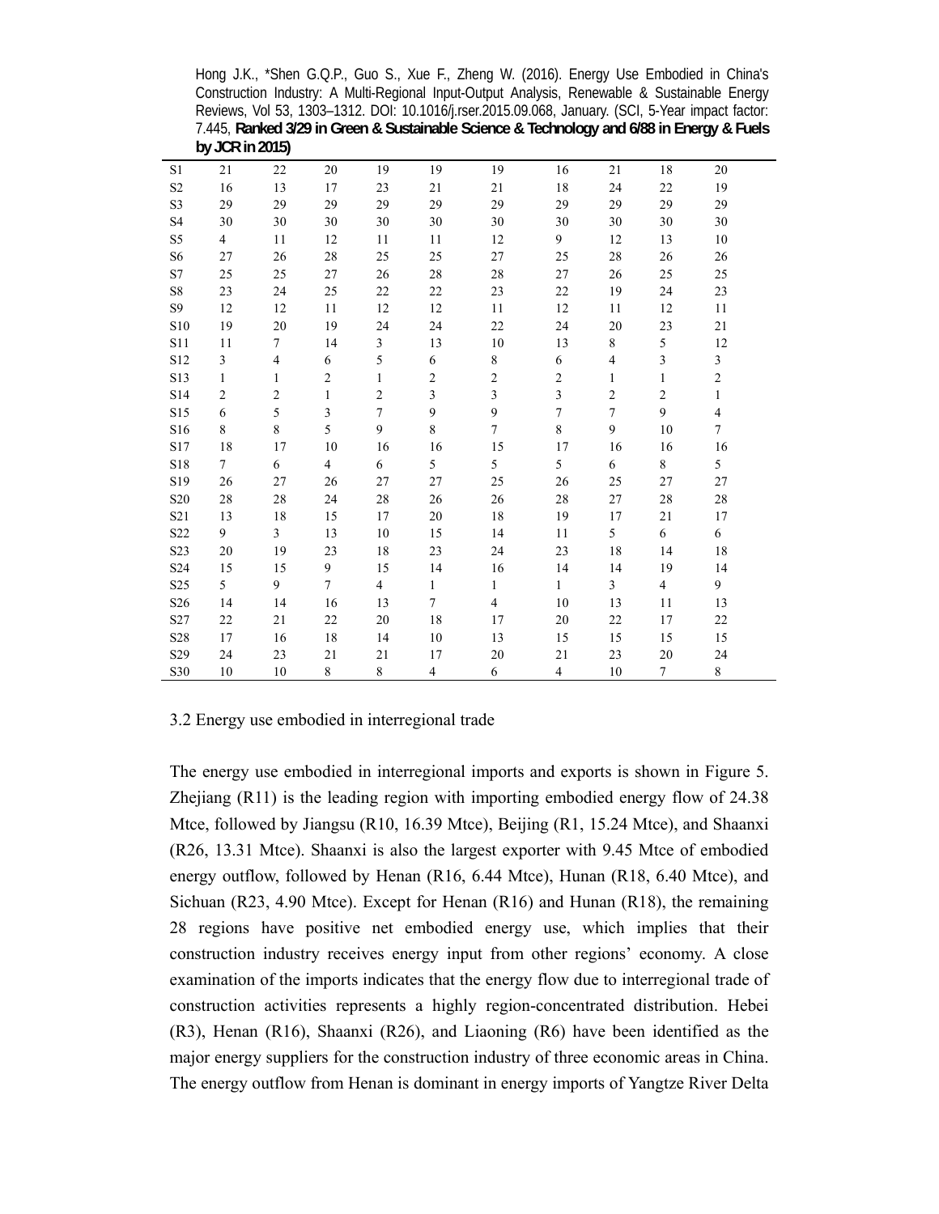| | | | | | | | | | | |
|---|---|---|---|---|---|---|---|---|---|---|
| S1 | 21 | 22 | 20 | 19 | 19 | 19 | 16 | 21 | 18 | 20 |
| S2 | 16 | 13 | 17 | 23 | 21 | 21 | 18 | 24 | 22 | 19 |
| S3 | 29 | 29 | 29 | 29 | 29 | 29 | 29 | 29 | 29 | 29 |
| S4 | 30 | 30 | 30 | 30 | 30 | 30 | 30 | 30 | 30 | 30 |
| S5 | 4 | 11 | 12 | 11 | 11 | 12 | 9 | 12 | 13 | 10 |
| S6 | 27 | 26 | 28 | 25 | 25 | 27 | 25 | 28 | 26 | 26 |
| S7 | 25 | 25 | 27 | 26 | 28 | 28 | 27 | 26 | 25 | 25 |
| S8 | 23 | 24 | 25 | 22 | 22 | 23 | 22 | 19 | 24 | 23 |
| S9 | 12 | 12 | 11 | 12 | 12 | 11 | 12 | 11 | 12 | 11 |
| S10 | 19 | 20 | 19 | 24 | 24 | 22 | 24 | 20 | 23 | 21 |
| S11 | 11 | 7 | 14 | 3 | 13 | 10 | 13 | 8 | 5 | 12 |
| S12 | 3 | 4 | 6 | 5 | 6 | 8 | 6 | 4 | 3 | 3 |
| S13 | 1 | 1 | 2 | 1 | 2 | 2 | 2 | 1 | 1 | 2 |
| S14 | 2 | 2 | 1 | 2 | 3 | 3 | 3 | 2 | 2 | 1 |
| S15 | 6 | 5 | 3 | 7 | 9 | 9 | 7 | 7 | 9 | 4 |
| S16 | 8 | 8 | 5 | 9 | 8 | 7 | 8 | 9 | 10 | 7 |
| S17 | 18 | 17 | 10 | 16 | 16 | 15 | 17 | 16 | 16 | 16 |
| S18 | 7 | 6 | 4 | 6 | 5 | 5 | 5 | 6 | 8 | 5 |
| S19 | 26 | 27 | 26 | 27 | 27 | 25 | 26 | 25 | 27 | 27 |
| S20 | 28 | 28 | 24 | 28 | 26 | 26 | 28 | 27 | 28 | 28 |
| S21 | 13 | 18 | 15 | 17 | 20 | 18 | 19 | 17 | 21 | 17 |
| S22 | 9 | 3 | 13 | 10 | 15 | 14 | 11 | 5 | 6 | 6 |
| S23 | 20 | 19 | 23 | 18 | 23 | 24 | 23 | 18 | 14 | 18 |
| S24 | 15 | 15 | 9 | 15 | 14 | 16 | 14 | 14 | 19 | 14 |
| S25 | 5 | 9 | 7 | 4 | 1 | 1 | 1 | 3 | 4 | 9 |
| S26 | 14 | 14 | 16 | 13 | 7 | 4 | 10 | 13 | 11 | 13 |
| S27 | 22 | 21 | 22 | 20 | 18 | 17 | 20 | 22 | 17 | 22 |
| S28 | 17 | 16 | 18 | 14 | 10 | 13 | 15 | 15 | 15 | 15 |
| S29 | 24 | 23 | 21 | 21 | 17 | 20 | 21 | 23 | 20 | 24 |
| S30 | 10 | 10 | 8 | 8 | 4 | 6 | 4 | 10 | 7 | 8 |

### 3.2 Energy use embodied in interregional trade

The energy use embodied in interregional imports and exports is shown in Figure 5. Zhejiang (R11) is the leading region with importing embodied energy flow of 24.38 Mtce, followed by Jiangsu (R10, 16.39 Mtce), Beijing (R1, 15.24 Mtce), and Shaanxi (R26, 13.31 Mtce). Shaanxi is also the largest exporter with 9.45 Mtce of embodied energy outflow, followed by Henan (R16, 6.44 Mtce), Hunan (R18, 6.40 Mtce), and Sichuan (R23, 4.90 Mtce). Except for Henan (R16) and Hunan (R18), the remaining 28 regions have positive net embodied energy use, which implies that their construction industry receives energy input from other regions' economy. A close examination of the imports indicates that the energy flow due to interregional trade of construction activities represents a highly region-concentrated distribution. Hebei (R3), Henan (R16), Shaanxi (R26), and Liaoning (R6) have been identified as the major energy suppliers for the construction industry of three economic areas in China. The energy outflow from Henan is dominant in energy imports of Yangtze River Delta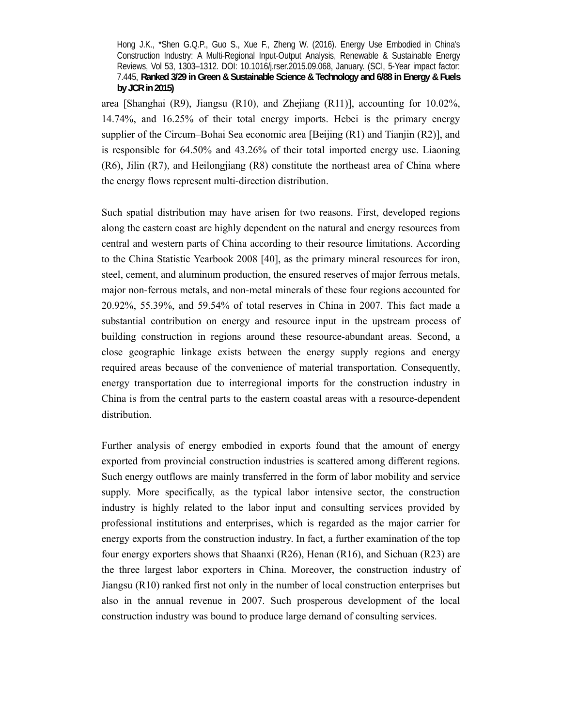area [Shanghai (R9), Jiangsu (R10), and Zhejiang (R11)], accounting for 10.02%, 14.74%, and 16.25% of their total energy imports. Hebei is the primary energy supplier of the Circum–Bohai Sea economic area [Beijing (R1) and Tianjin (R2)], and is responsible for 64.50% and 43.26% of their total imported energy use. Liaoning (R6), Jilin (R7), and Heilongjiang (R8) constitute the northeast area of China where the energy flows represent multi-direction distribution.

Such spatial distribution may have arisen for two reasons. First, developed regions along the eastern coast are highly dependent on the natural and energy resources from central and western parts of China according to their resource limitations. According to the China Statistic Yearbook 2008 [40], as the primary mineral resources for iron, steel, cement, and aluminum production, the ensured reserves of major ferrous metals, major non-ferrous metals, and non-metal minerals of these four regions accounted for 20.92%, 55.39%, and 59.54% of total reserves in China in 2007. This fact made a substantial contribution on energy and resource input in the upstream process of building construction in regions around these resource-abundant areas. Second, a close geographic linkage exists between the energy supply regions and energy required areas because of the convenience of material transportation. Consequently, energy transportation due to interregional imports for the construction industry in China is from the central parts to the eastern coastal areas with a resource-dependent distribution.

Further analysis of energy embodied in exports found that the amount of energy exported from provincial construction industries is scattered among different regions. Such energy outflows are mainly transferred in the form of labor mobility and service supply. More specifically, as the typical labor intensive sector, the construction industry is highly related to the labor input and consulting services provided by professional institutions and enterprises, which is regarded as the major carrier for energy exports from the construction industry. In fact, a further examination of the top four energy exporters shows that Shaanxi (R26), Henan (R16), and Sichuan (R23) are the three largest labor exporters in China. Moreover, the construction industry of Jiangsu (R10) ranked first not only in the number of local construction enterprises but also in the annual revenue in 2007. Such prosperous development of the local construction industry was bound to produce large demand of consulting services.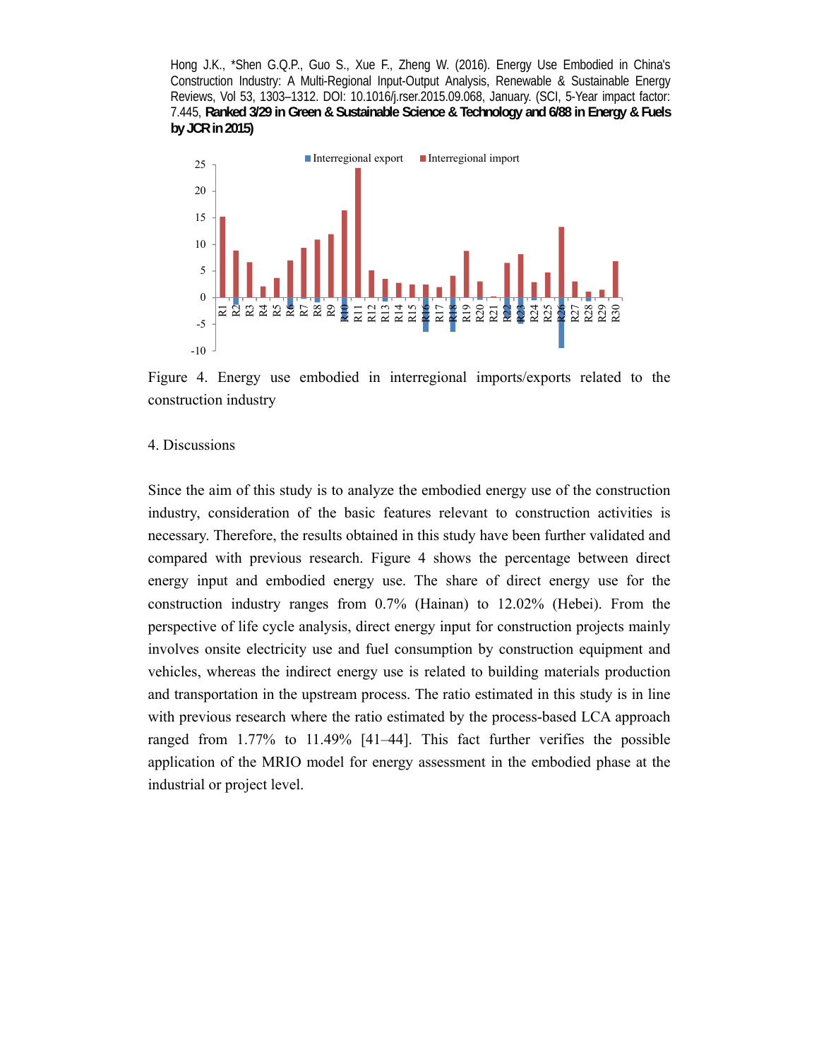Hong J.K., *Shen G.Q.P., Guo S., Xue F., Zheng W. (2016). Energy Use Embodied in China's Construction Industry: A Multi-Regional Input-Output Analysis, Renewable & Sustainable Energy Reviews, Vol 53, 1303–1312. DOI: 10.1016/j.rser.2015.09.068, January. (SCI, 5-Year impact factor: 7.445, **Ranked 3/29 in Green & Sustainable Science & Technology and 6/88 in Energy & Fuels by JCR in 2015)**

Figure 4. Energy use embodied in interregional imports/exports related to the construction industry

## 4. Discussions

Since the aim of this study is to analyze the embodied energy use of the construction industry, consideration of the basic features relevant to construction activities is necessary. Therefore, the results obtained in this study have been further validated and compared with previous research. Figure 4 shows the percentage between direct energy input and embodied energy use. The share of direct energy use for the construction industry ranges from 0.7% (Hainan) to 12.02% (Hebei). From the perspective of life cycle analysis, direct energy input for construction projects mainly involves onsite electricity use and fuel consumption by construction equipment and vehicles, whereas the indirect energy use is related to building materials production and transportation in the upstream process. The ratio estimated in this study is in line with previous research where the ratio estimated by the process-based LCA approach ranged from 1.77% to 11.49% [41–44]. This fact further verifies the possible application of the MRIO model for energy assessment in the embodied phase at the industrial or project level.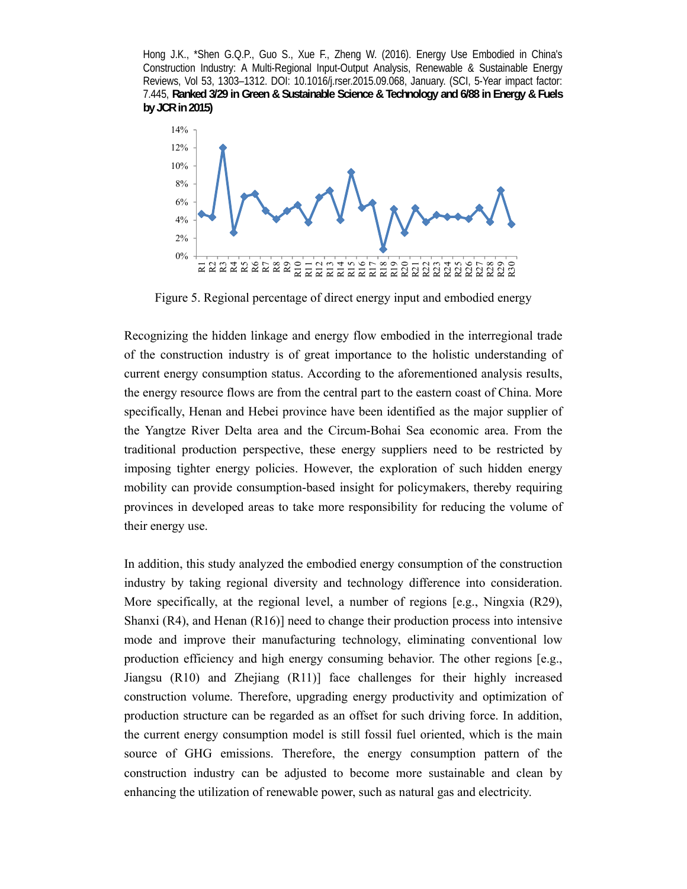Hong J.K., *Shen G.Q.P., Guo S., Xue F., Zheng W. (2016). Energy Use Embodied in China's Construction Industry: A Multi-Regional Input-Output Analysis, Renewable & Sustainable Energy Reviews, Vol 53, 1303–1312. DOI: 10.1016/j.rser.2015.09.068, January. (SCI, 5-Year impact factor: 7.445, **Ranked 3/29 in Green & Sustainable Science & Technology and 6/88 in Energy & Fuels by JCR in 2015)**

Figure 5. Regional percentage of direct energy input and embodied energy

Recognizing the hidden linkage and energy flow embodied in the interregional trade of the construction industry is of great importance to the holistic understanding of current energy consumption status. According to the aforementioned analysis results, the energy resource flows are from the central part to the eastern coast of China. More specifically, Henan and Hebei province have been identified as the major supplier of the Yangtze River Delta area and the Circum-Bohai Sea economic area. From the traditional production perspective, these energy suppliers need to be restricted by imposing tighter energy policies. However, the exploration of such hidden energy mobility can provide consumption-based insight for policymakers, thereby requiring provinces in developed areas to take more responsibility for reducing the volume of their energy use.

In addition, this study analyzed the embodied energy consumption of the construction industry by taking regional diversity and technology difference into consideration. More specifically, at the regional level, a number of regions [e.g., Ningxia (R29), Shanxi (R4), and Henan (R16)] need to change their production process into intensive mode and improve their manufacturing technology, eliminating conventional low production efficiency and high energy consuming behavior. The other regions [e.g., Jiangsu (R10) and Zhejiang (R11)] face challenges for their highly increased construction volume. Therefore, upgrading energy productivity and optimization of production structure can be regarded as an offset for such driving force. In addition, the current energy consumption model is still fossil fuel oriented, which is the main source of GHG emissions. Therefore, the energy consumption pattern of the construction industry can be adjusted to become more sustainable and clean by enhancing the utilization of renewable power, such as natural gas and electricity.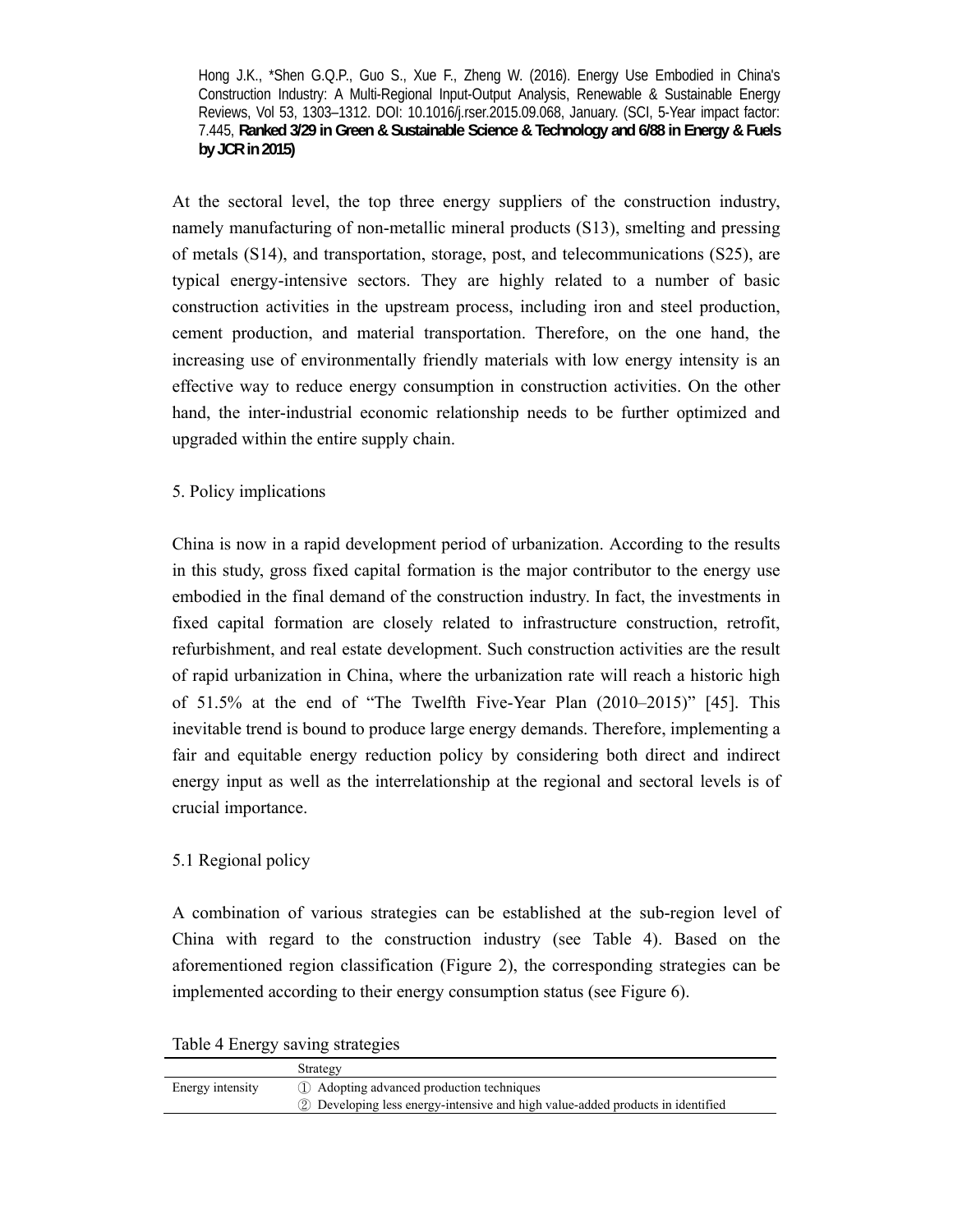Hong J.K., *Shen G.Q.P., Guo S., Xue F., Zheng W. (2016). Energy Use Embodied in China's Construction Industry: A Multi-Regional Input-Output Analysis, Renewable & Sustainable Energy Reviews, Vol 53, 1303–1312. DOI: 10.1016/j.rser.2015.09.068, January. (SCI, 5-Year impact factor: 7.445, **Ranked 3/29 in Green & Sustainable Science & Technology and 6/88 in Energy & Fuels by JCR in 2015)**

At the sectoral level, the top three energy suppliers of the construction industry, namely manufacturing of non-metallic mineral products (S13), smelting and pressing of metals (S14), and transportation, storage, post, and telecommunications (S25), are typical energy-intensive sectors. They are highly related to a number of basic construction activities in the upstream process, including iron and steel production, cement production, and material transportation. Therefore, on the one hand, the increasing use of environmentally friendly materials with low energy intensity is an effective way to reduce energy consumption in construction activities. On the other hand, the inter-industrial economic relationship needs to be further optimized and upgraded within the entire supply chain.

## 5. Policy implications

China is now in a rapid development period of urbanization. According to the results in this study, gross fixed capital formation is the major contributor to the energy use embodied in the final demand of the construction industry. In fact, the investments in fixed capital formation are closely related to infrastructure construction, retrofit, refurbishment, and real estate development. Such construction activities are the result of rapid urbanization in China, where the urbanization rate will reach a historic high of 51.5% at the end of "The Twelfth Five-Year Plan (2010–2015)" [45]. This inevitable trend is bound to produce large energy demands. Therefore, implementing a fair and equitable energy reduction policy by considering both direct and indirect energy input as well as the interrelationship at the regional and sectoral levels is of crucial importance.

### 5.1 Regional policy

A combination of various strategies can be established at the sub-region level of China with regard to the construction industry (see Table 4). Based on the aforementioned region classification (Figure 2), the corresponding strategies can be implemented according to their energy consumption status (see Figure 6).

Table 4 Energy saving strategies

| | Strategy |
|---|---|
| Energy intensity | ① Adopting advanced production techniques |
| | ② Developing less energy-intensive and high value-added products in identified |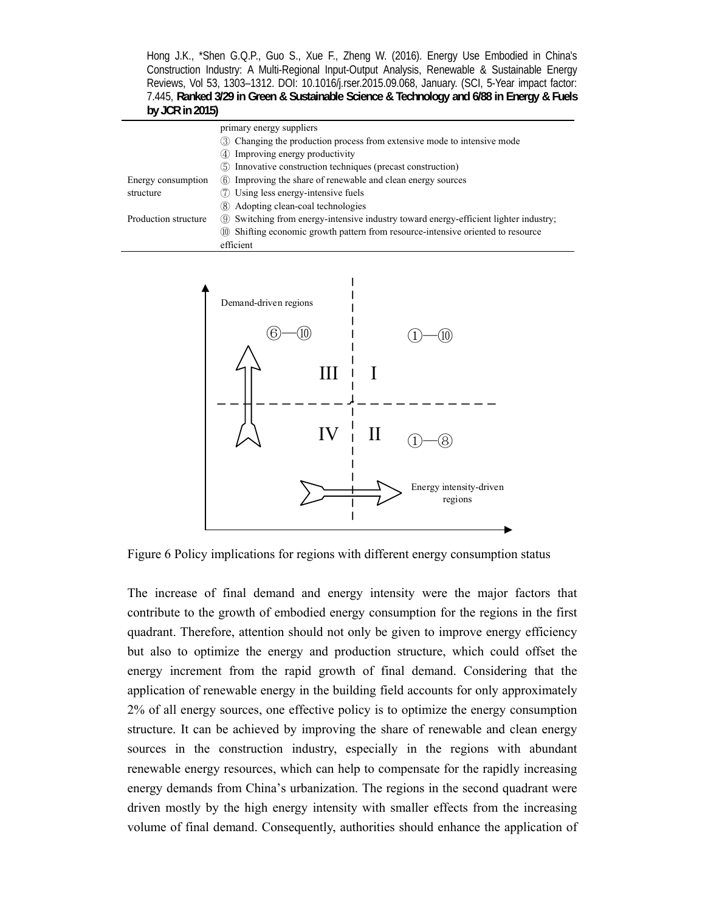| | |
|---|---|
| | primary energy suppliers |
| | ③ Changing the production process from extensive mode to intensive mode |
| | ④ Improving energy productivity |
| | ⑤ Innovative construction techniques (precast construction) |
| Energy consumption structure | ⑥ Improving the share of renewable and clean energy sources |
| | ⑦ Using less energy-intensive fuels |
| | ⑧ Adopting clean-coal technologies |
| Production structure | ⑨ Switching from energy-intensive industry toward energy-efficient lighter industry; |
| | ⑩ Shifting economic growth pattern from resource-intensive oriented to resource efficient |

Figure 6 Policy implications for regions with different energy consumption status

The increase of final demand and energy intensity were the major factors that contribute to the growth of embodied energy consumption for the regions in the first quadrant. Therefore, attention should not only be given to improve energy efficiency but also to optimize the energy and production structure, which could offset the energy increment from the rapid growth of final demand. Considering that the application of renewable energy in the building field accounts for only approximately 2% of all energy sources, one effective policy is to optimize the energy consumption structure. It can be achieved by improving the share of renewable and clean energy sources in the construction industry, especially in the regions with abundant renewable energy resources, which can help to compensate for the rapidly increasing energy demands from China's urbanization. The regions in the second quadrant were driven mostly by the high energy intensity with smaller effects from the increasing volume of final demand. Consequently, authorities should enhance the application of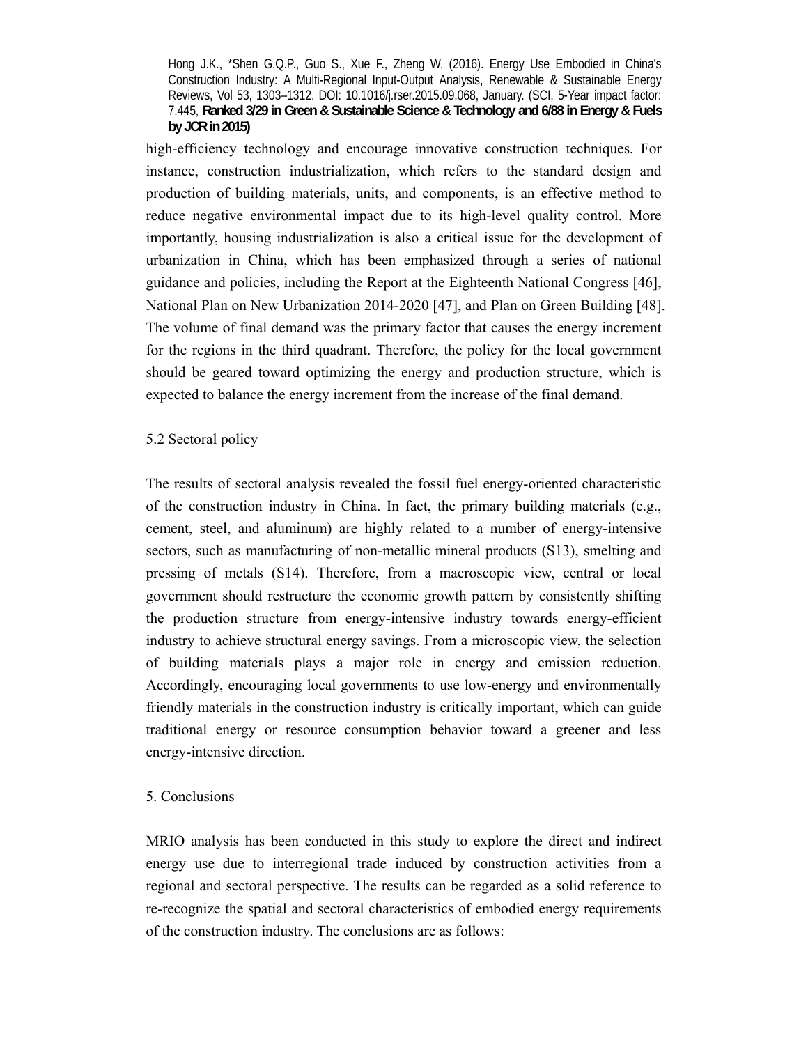high-efficiency technology and encourage innovative construction techniques. For instance, construction industrialization, which refers to the standard design and production of building materials, units, and components, is an effective method to reduce negative environmental impact due to its high-level quality control. More importantly, housing industrialization is also a critical issue for the development of urbanization in China, which has been emphasized through a series of national guidance and policies, including the Report at the Eighteenth National Congress [46], National Plan on New Urbanization 2014-2020 [47], and Plan on Green Building [48]. The volume of final demand was the primary factor that causes the energy increment for the regions in the third quadrant. Therefore, the policy for the local government should be geared toward optimizing the energy and production structure, which is expected to balance the energy increment from the increase of the final demand.

## 5.2 Sectoral policy

The results of sectoral analysis revealed the fossil fuel energy-oriented characteristic of the construction industry in China. In fact, the primary building materials (e.g., cement, steel, and aluminum) are highly related to a number of energy-intensive sectors, such as manufacturing of non-metallic mineral products (S13), smelting and pressing of metals (S14). Therefore, from a macroscopic view, central or local government should restructure the economic growth pattern by consistently shifting the production structure from energy-intensive industry towards energy-efficient industry to achieve structural energy savings. From a microscopic view, the selection of building materials plays a major role in energy and emission reduction. Accordingly, encouraging local governments to use low-energy and environmentally friendly materials in the construction industry is critically important, which can guide traditional energy or resource consumption behavior toward a greener and less energy-intensive direction.

# 5. Conclusions

MRIO analysis has been conducted in this study to explore the direct and indirect energy use due to interregional trade induced by construction activities from a regional and sectoral perspective. The results can be regarded as a solid reference to re-recognize the spatial and sectoral characteristics of embodied energy requirements of the construction industry. The conclusions are as follows: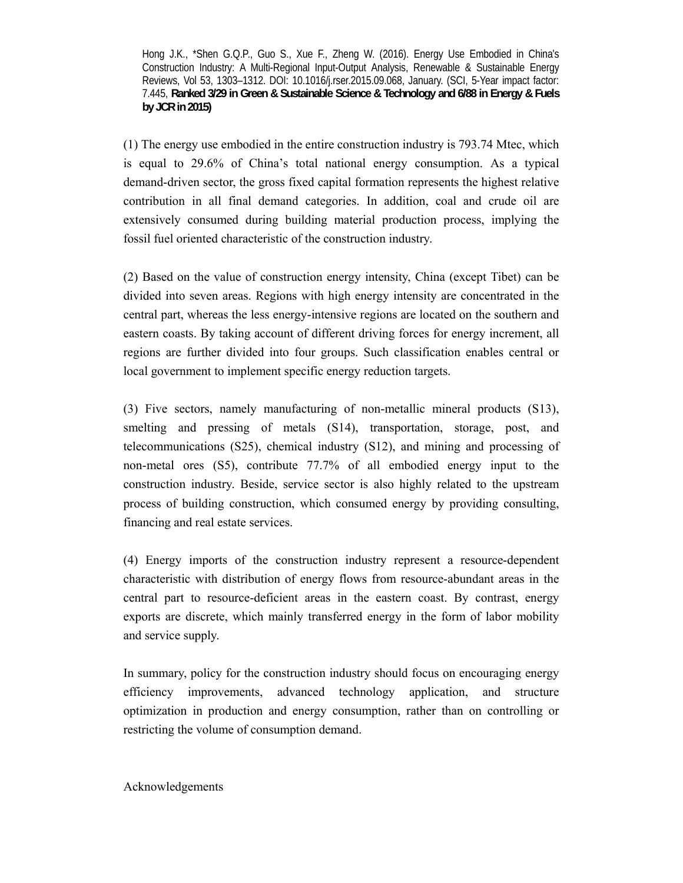Hong J.K., *Shen G.Q.P., Guo S., Xue F., Zheng W. (2016). Energy Use Embodied in China's Construction Industry: A Multi-Regional Input-Output Analysis, Renewable & Sustainable Energy Reviews, Vol 53, 1303–1312. DOI: 10.1016/j.rser.2015.09.068, January. (SCI, 5-Year impact factor: 7.445, **Ranked 3/29 in Green & Sustainable Science & Technology and 6/88 in Energy & Fuels by JCR in 2015)**

(1) The energy use embodied in the entire construction industry is 793.74 Mtec, which is equal to 29.6% of China's total national energy consumption. As a typical demand-driven sector, the gross fixed capital formation represents the highest relative contribution in all final demand categories. In addition, coal and crude oil are extensively consumed during building material production process, implying the fossil fuel oriented characteristic of the construction industry.

(2) Based on the value of construction energy intensity, China (except Tibet) can be divided into seven areas. Regions with high energy intensity are concentrated in the central part, whereas the less energy-intensive regions are located on the southern and eastern coasts. By taking account of different driving forces for energy increment, all regions are further divided into four groups. Such classification enables central or local government to implement specific energy reduction targets.

(3) Five sectors, namely manufacturing of non-metallic mineral products (S13), smelting and pressing of metals (S14), transportation, storage, post, and telecommunications (S25), chemical industry (S12), and mining and processing of non-metal ores (S5), contribute 77.7% of all embodied energy input to the construction industry. Beside, service sector is also highly related to the upstream process of building construction, which consumed energy by providing consulting, financing and real estate services.

(4) Energy imports of the construction industry represent a resource-dependent characteristic with distribution of energy flows from resource-abundant areas in the central part to resource-deficient areas in the eastern coast. By contrast, energy exports are discrete, which mainly transferred energy in the form of labor mobility and service supply.

In summary, policy for the construction industry should focus on encouraging energy efficiency improvements, advanced technology application, and structure optimization in production and energy consumption, rather than on controlling or restricting the volume of consumption demand.

Acknowledgements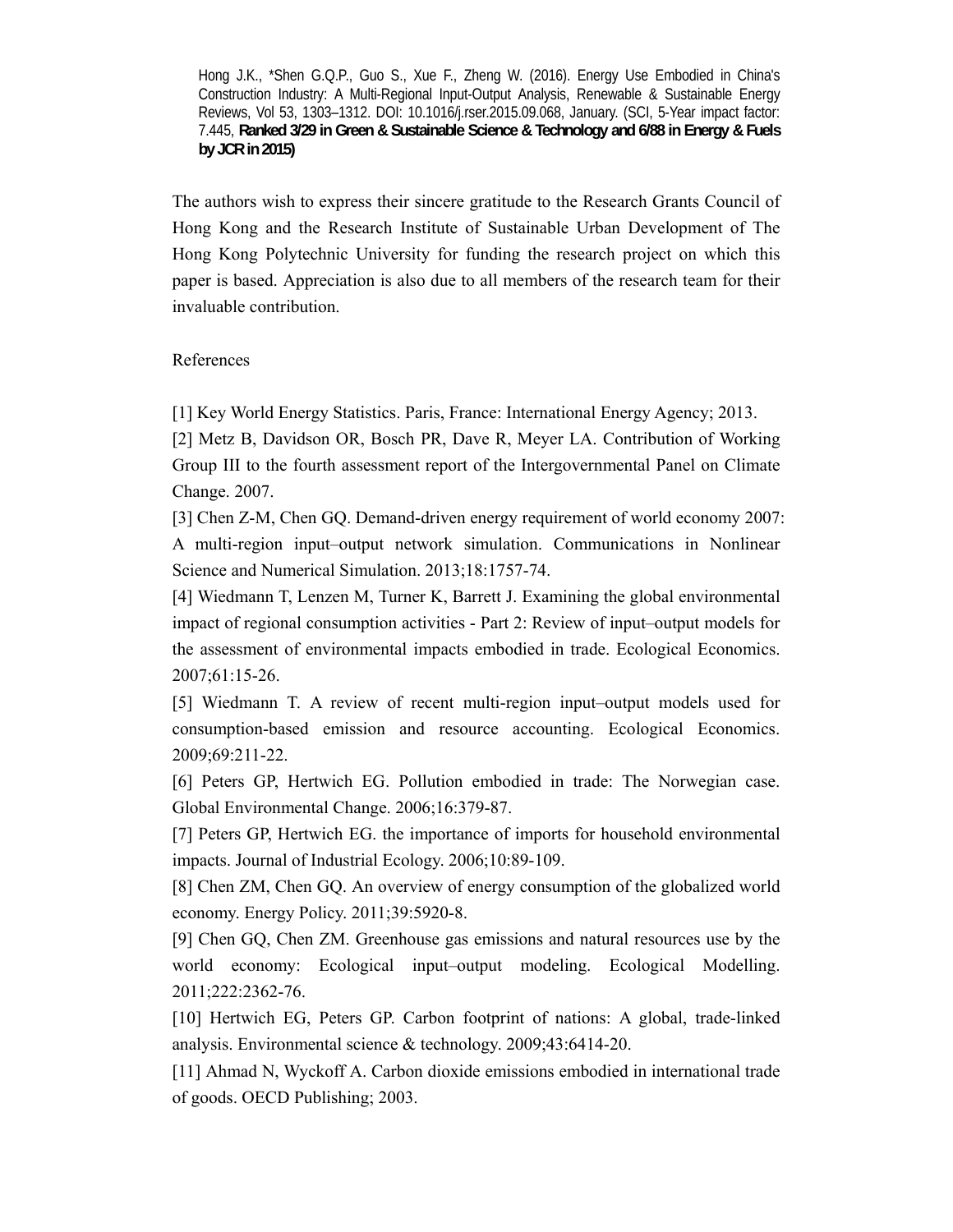Hong J.K., *Shen G.Q.P., Guo S., Xue F., Zheng W. (2016). Energy Use Embodied in China's Construction Industry: A Multi-Regional Input-Output Analysis, Renewable & Sustainable Energy Reviews, Vol 53, 1303–1312. DOI: 10.1016/j.rser.2015.09.068, January. (SCI, 5-Year impact factor: 7.445, **Ranked 3/29 in Green & Sustainable Science & Technology and 6/88 in Energy & Fuels by JCR in 2015)**

The authors wish to express their sincere gratitude to the Research Grants Council of Hong Kong and the Research Institute of Sustainable Urban Development of The Hong Kong Polytechnic University for funding the research project on which this paper is based. Appreciation is also due to all members of the research team for their invaluable contribution.

References

[1] Key World Energy Statistics. Paris, France: International Energy Agency; 2013.

[2] Metz B, Davidson OR, Bosch PR, Dave R, Meyer LA. Contribution of Working Group III to the fourth assessment report of the Intergovernmental Panel on Climate Change. 2007.

[3] Chen Z-M, Chen GQ. Demand-driven energy requirement of world economy 2007: A multi-region input–output network simulation. Communications in Nonlinear Science and Numerical Simulation. 2013;18:1757-74.

[4] Wiedmann T, Lenzen M, Turner K, Barrett J. Examining the global environmental impact of regional consumption activities - Part 2: Review of input–output models for the assessment of environmental impacts embodied in trade. Ecological Economics. 2007;61:15-26.

[5] Wiedmann T. A review of recent multi-region input–output models used for consumption-based emission and resource accounting. Ecological Economics. 2009;69:211-22.

[6] Peters GP, Hertwich EG. Pollution embodied in trade: The Norwegian case. Global Environmental Change. 2006;16:379-87.

[7] Peters GP, Hertwich EG. the importance of imports for household environmental impacts. Journal of Industrial Ecology. 2006;10:89-109.

[8] Chen ZM, Chen GQ. An overview of energy consumption of the globalized world economy. Energy Policy. 2011;39:5920-8.

[9] Chen GQ, Chen ZM. Greenhouse gas emissions and natural resources use by the world economy: Ecological input–output modeling. Ecological Modelling. 2011;222:2362-76.

[10] Hertwich EG, Peters GP. Carbon footprint of nations: A global, trade-linked analysis. Environmental science & technology. 2009;43:6414-20.

[11] Ahmad N, Wyckoff A. Carbon dioxide emissions embodied in international trade of goods. OECD Publishing; 2003.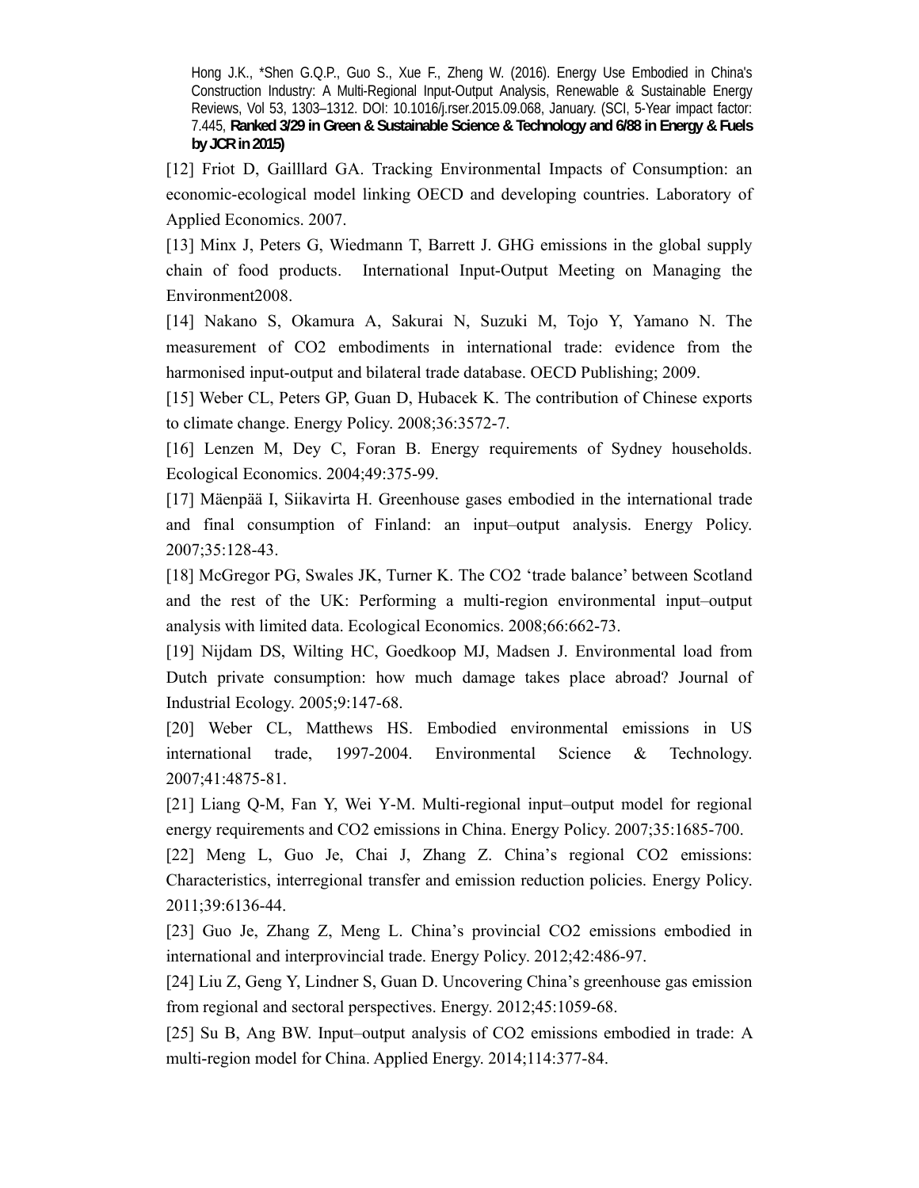[12] Friot D, Gailllard GA. Tracking Environmental Impacts of Consumption: an economic-ecological model linking OECD and developing countries. Laboratory of Applied Economics. 2007.

[13] Minx J, Peters G, Wiedmann T, Barrett J. GHG emissions in the global supply chain of food products. International Input-Output Meeting on Managing the Environment2008.

[14] Nakano S, Okamura A, Sakurai N, Suzuki M, Tojo Y, Yamano N. The measurement of $CO_2$ embodiments in international trade: evidence from the harmonised input-output and bilateral trade database. OECD Publishing; 2009.

[15] Weber CL, Peters GP, Guan D, Hubacek K. The contribution of Chinese exports to climate change. Energy Policy. 2008;36:3572-7.

[16] Lenzen M, Dey C, Foran B. Energy requirements of Sydney households. Ecological Economics. 2004;49:375-99.

[17] Mäenpää I, Siikavirta H. Greenhouse gases embodied in the international trade and final consumption of Finland: an input–output analysis. Energy Policy. 2007;35:128-43.

[18] McGregor PG, Swales JK, Turner K. The $CO_2$ 'trade balance' between Scotland and the rest of the UK: Performing a multi-region environmental input–output analysis with limited data. Ecological Economics. 2008;66:662-73.

[19] Nijdam DS, Wilting HC, Goedkoop MJ, Madsen J. Environmental load from Dutch private consumption: how much damage takes place abroad? Journal of Industrial Ecology. 2005;9:147-68.

[20] Weber CL, Matthews HS. Embodied environmental emissions in US international trade, 1997-2004. Environmental Science & Technology. 2007;41:4875-81.

[21] Liang Q-M, Fan Y, Wei Y-M. Multi-regional input–output model for regional energy requirements and $CO_2$ emissions in China. Energy Policy. 2007;35:1685-700.

[22] Meng L, Guo Je, Chai J, Zhang Z. China's regional $CO_2$ emissions: Characteristics, interregional transfer and emission reduction policies. Energy Policy. 2011;39:6136-44.

[23] Guo Je, Zhang Z, Meng L. China's provincial $CO_2$ emissions embodied in international and interprovincial trade. Energy Policy. 2012;42:486-97.

[24] Liu Z, Geng Y, Lindner S, Guan D. Uncovering China's greenhouse gas emission from regional and sectoral perspectives. Energy. 2012;45:1059-68.

[25] Su B, Ang BW. Input–output analysis of $CO_2$ emissions embodied in trade: A multi-region model for China. Applied Energy. 2014;114:377-84.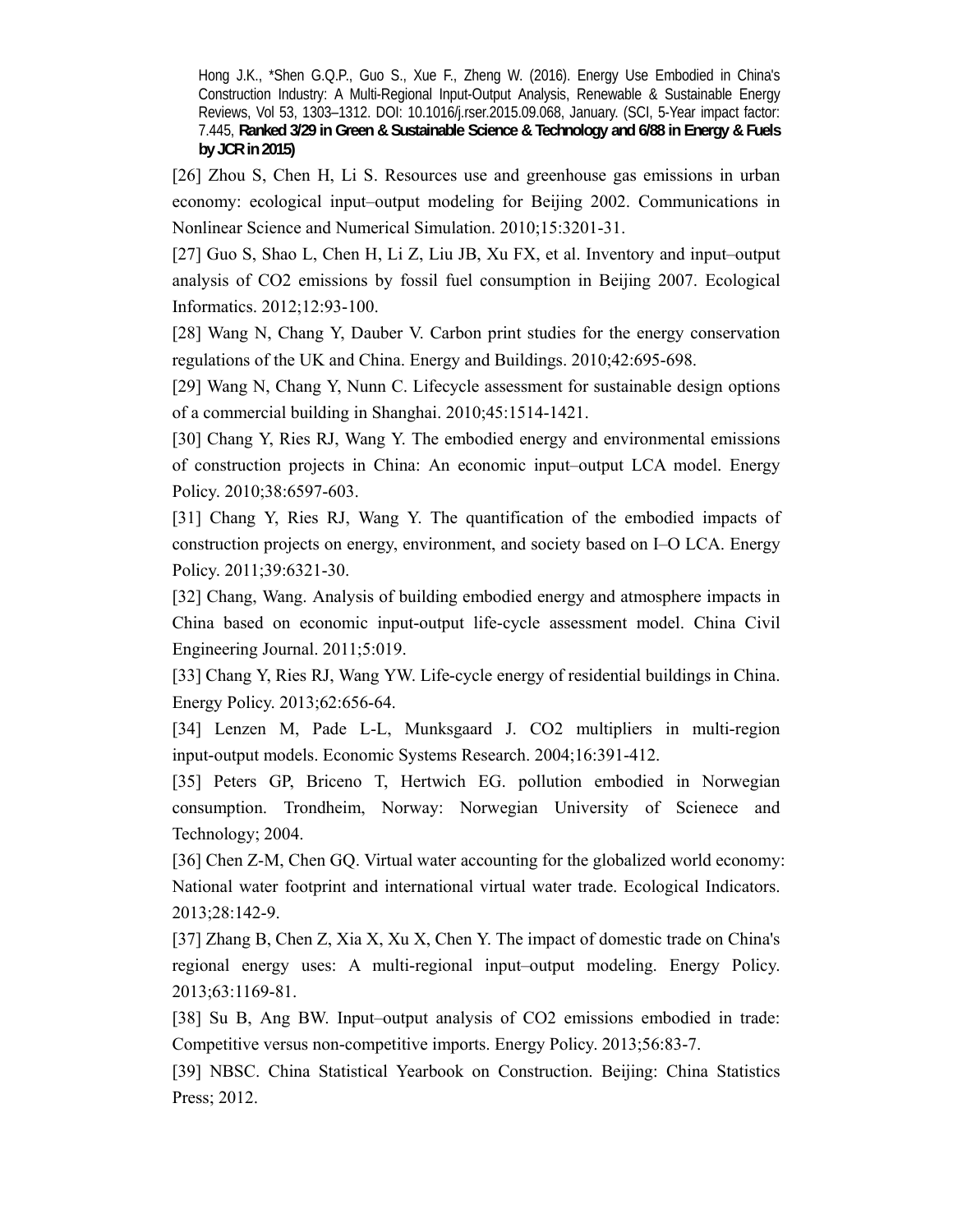Hong J.K., *Shen G.Q.P., Guo S., Xue F., Zheng W. (2016). Energy Use Embodied in China's Construction Industry: A Multi-Regional Input-Output Analysis, Renewable & Sustainable Energy Reviews, Vol 53, 1303–1312. DOI: 10.1016/j.rser.2015.09.068, January. (SCI, 5-Year impact factor: 7.445, **Ranked 3/29 in Green & Sustainable Science & Technology and 6/88 in Energy & Fuels by JCR in 2015)**

[26] Zhou S, Chen H, Li S. Resources use and greenhouse gas emissions in urban economy: ecological input–output modeling for Beijing 2002. Communications in Nonlinear Science and Numerical Simulation. 2010;15:3201-31.

[27] Guo S, Shao L, Chen H, Li Z, Liu JB, Xu FX, et al. Inventory and input–output analysis of CO2 emissions by fossil fuel consumption in Beijing 2007. Ecological Informatics. 2012;12:93-100.

[28] Wang N, Chang Y, Dauber V. Carbon print studies for the energy conservation regulations of the UK and China. Energy and Buildings. 2010;42:695-698.

[29] Wang N, Chang Y, Nunn C. Lifecycle assessment for sustainable design options of a commercial building in Shanghai. 2010;45:1514-1421.

[30] Chang Y, Ries RJ, Wang Y. The embodied energy and environmental emissions of construction projects in China: An economic input–output LCA model. Energy Policy. 2010;38:6597-603.

[31] Chang Y, Ries RJ, Wang Y. The quantification of the embodied impacts of construction projects on energy, environment, and society based on I–O LCA. Energy Policy. 2011;39:6321-30.

[32] Chang, Wang. Analysis of building embodied energy and atmosphere impacts in China based on economic input-output life-cycle assessment model. China Civil Engineering Journal. 2011;5:019.

[33] Chang Y, Ries RJ, Wang YW. Life-cycle energy of residential buildings in China. Energy Policy. 2013;62:656-64.

[34] Lenzen M, Pade L-L, Munksgaard J. CO2 multipliers in multi-region input-output models. Economic Systems Research. 2004;16:391-412.

[35] Peters GP, Briceno T, Hertwich EG. pollution embodied in Norwegian consumption. Trondheim, Norway: Norwegian University of Scienece and Technology; 2004.

[36] Chen Z-M, Chen GQ. Virtual water accounting for the globalized world economy: National water footprint and international virtual water trade. Ecological Indicators. 2013;28:142-9.

[37] Zhang B, Chen Z, Xia X, Xu X, Chen Y. The impact of domestic trade on China's regional energy uses: A multi-regional input–output modeling. Energy Policy. 2013;63:1169-81.

[38] Su B, Ang BW. Input–output analysis of CO2 emissions embodied in trade: Competitive versus non-competitive imports. Energy Policy. 2013;56:83-7.

[39] NBSC. China Statistical Yearbook on Construction. Beijing: China Statistics Press; 2012.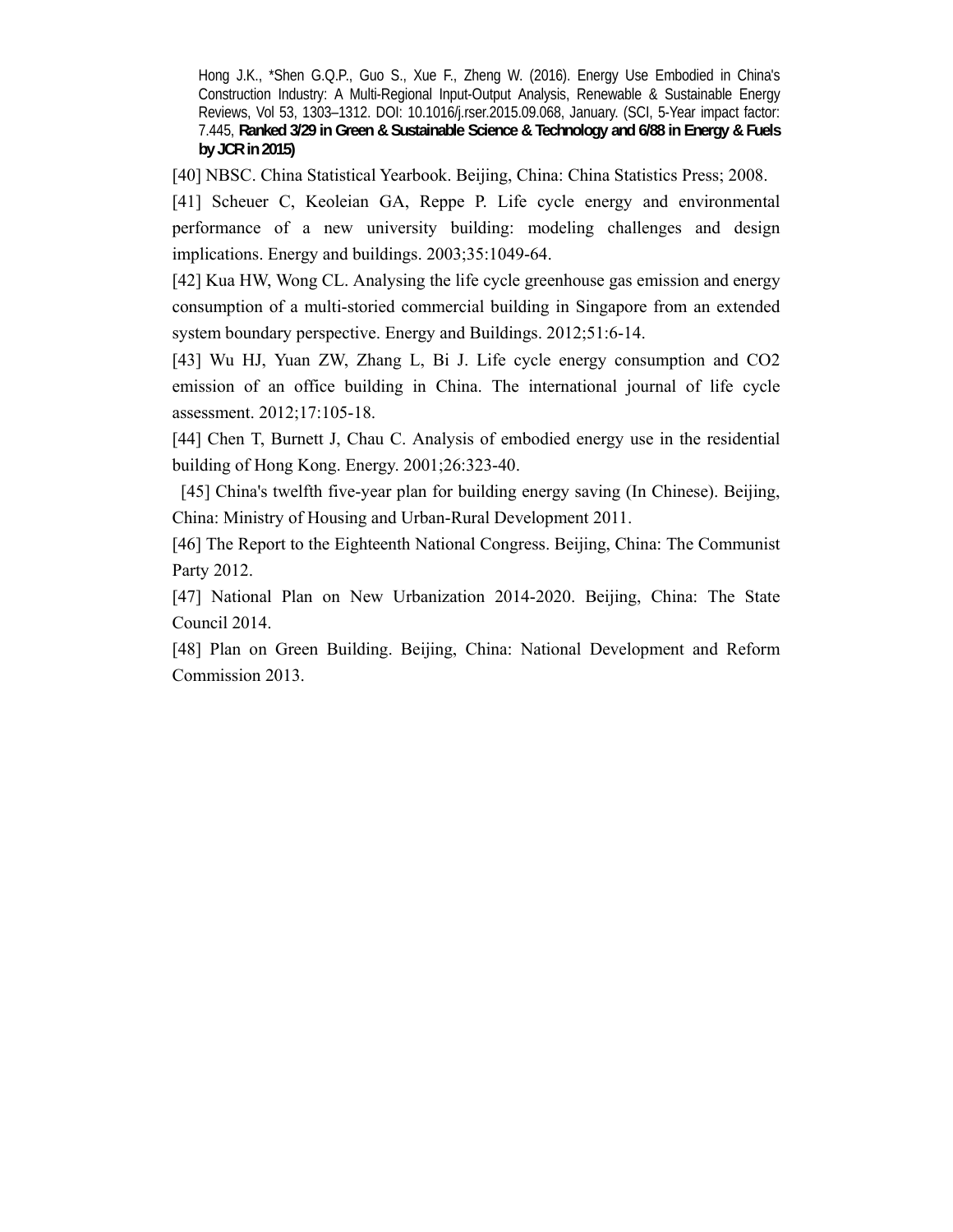Hong J.K., *Shen G.Q.P., Guo S., Xue F., Zheng W. (2016). Energy Use Embodied in China's Construction Industry: A Multi-Regional Input-Output Analysis, Renewable & Sustainable Energy Reviews, Vol 53, 1303–1312. DOI: 10.1016/j.rser.2015.09.068, January. (SCI, 5-Year impact factor: 7.445, **Ranked 3/29 in Green & Sustainable Science & Technology and 6/88 in Energy & Fuels by JCR in 2015)**

[40] NBSC. China Statistical Yearbook. Beijing, China: China Statistics Press; 2008.

[41] Scheuer C, Keoleian GA, Reppe P. Life cycle energy and environmental performance of a new university building: modeling challenges and design implications. Energy and buildings. 2003;35:1049-64.

[42] Kua HW, Wong CL. Analysing the life cycle greenhouse gas emission and energy consumption of a multi-storied commercial building in Singapore from an extended system boundary perspective. Energy and Buildings. 2012;51:6-14.

[43] Wu HJ, Yuan ZW, Zhang L, Bi J. Life cycle energy consumption and CO2 emission of an office building in China. The international journal of life cycle assessment. 2012;17:105-18.

[44] Chen T, Burnett J, Chau C. Analysis of embodied energy use in the residential building of Hong Kong. Energy. 2001;26:323-40.

[45] China's twelfth five-year plan for building energy saving (In Chinese). Beijing, China: Ministry of Housing and Urban-Rural Development 2011.

[46] The Report to the Eighteenth National Congress. Beijing, China: The Communist Party 2012.

[47] National Plan on New Urbanization 2014-2020. Beijing, China: The State Council 2014.

[48] Plan on Green Building. Beijing, China: National Development and Reform Commission 2013.